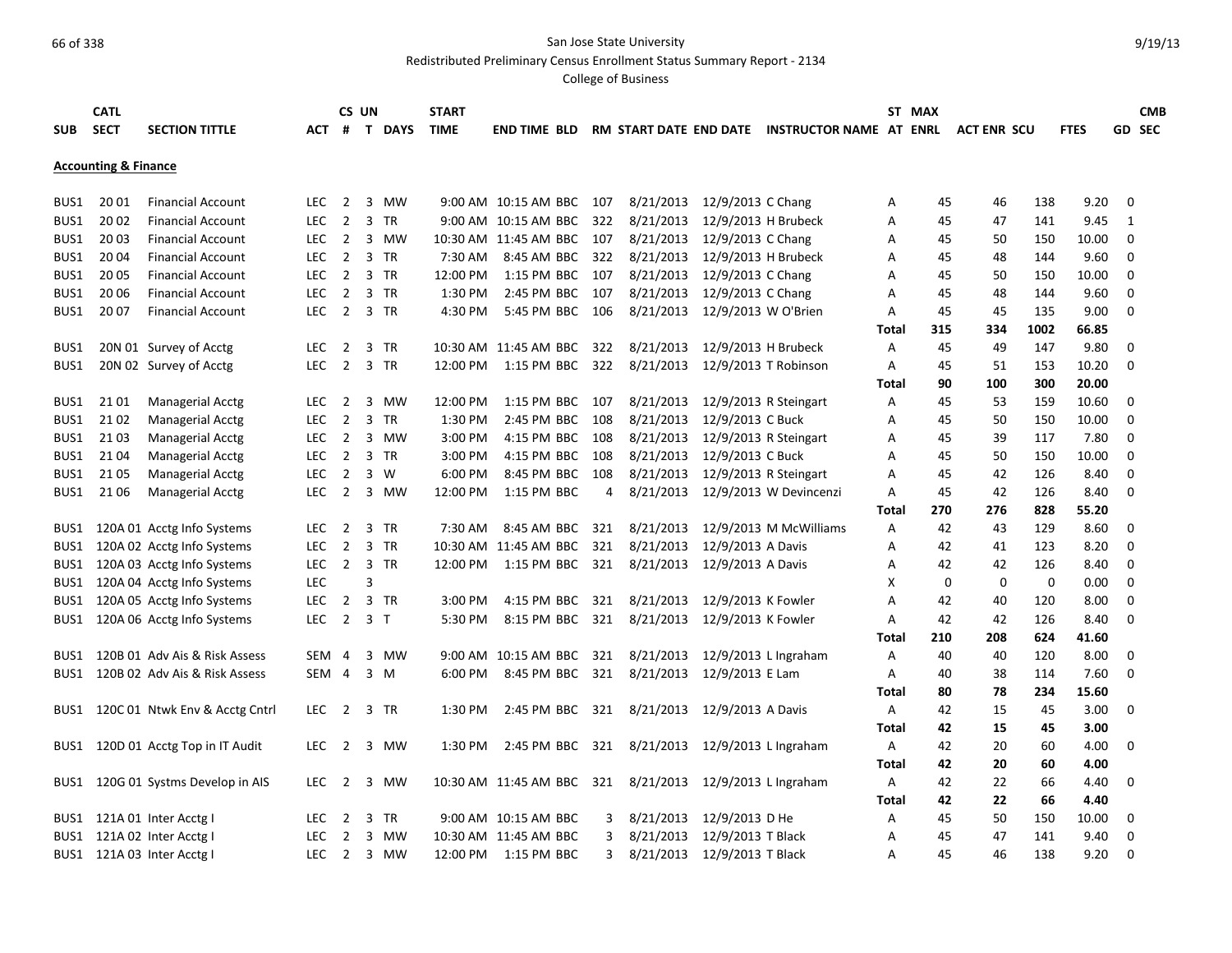San Jose State University

Redistributed Preliminary Census Enrollment Status Summary Report - 2134

College of Business

## Accounting & Finance

| SUB | CATL SECT | SECTION TITTLE | ACT | CS # | UN T | DAYS | START TIME | END TIME | BLD | RM | START DATE | END DATE | INSTRUCTOR NAME | ST AT | MAX ENRL | ACT ENR | SCU | FTES | GD | CMB SEC |
|---|---|---|---|---|---|---|---|---|---|---|---|---|---|---|---|---|---|---|---|---|
| BUS1 | 20 01 | Financial Account | LEC | 2 | 3 | MW | 9:00 AM | 10:15 AM | BBC | 107 | 8/21/2013 | 12/9/2013 | C Chang | A | 45 | 46 | 138 | 9.20 | 0 | |
| BUS1 | 20 02 | Financial Account | LEC | 2 | 3 | TR | 9:00 AM | 10:15 AM | BBC | 322 | 8/21/2013 | 12/9/2013 | H Brubeck | A | 45 | 47 | 141 | 9.45 | 1 | |
| BUS1 | 20 03 | Financial Account | LEC | 2 | 3 | MW | 10:30 AM | 11:45 AM | BBC | 107 | 8/21/2013 | 12/9/2013 | C Chang | A | 45 | 50 | 150 | 10.00 | 0 | |
| BUS1 | 20 04 | Financial Account | LEC | 2 | 3 | TR | 7:30 AM | 8:45 AM | BBC | 322 | 8/21/2013 | 12/9/2013 | H Brubeck | A | 45 | 48 | 144 | 9.60 | 0 | |
| BUS1 | 20 05 | Financial Account | LEC | 2 | 3 | TR | 12:00 PM | 1:15 PM | BBC | 107 | 8/21/2013 | 12/9/2013 | C Chang | A | 45 | 50 | 150 | 10.00 | 0 | |
| BUS1 | 20 06 | Financial Account | LEC | 2 | 3 | TR | 1:30 PM | 2:45 PM | BBC | 107 | 8/21/2013 | 12/9/2013 | C Chang | A | 45 | 48 | 144 | 9.60 | 0 | |
| BUS1 | 20 07 | Financial Account | LEC | 2 | 3 | TR | 4:30 PM | 5:45 PM | BBC | 106 | 8/21/2013 | 12/9/2013 | W O'Brien | A | 45 | 45 | 135 | 9.00 | 0 | |
| | | | | | | | | | | | | | | **Total** | **315** | **334** | **1002** | **66.85** | | |
| BUS1 | 20N 01 | Survey of Acctg | LEC | 2 | 3 | TR | 10:30 AM | 11:45 AM | BBC | 322 | 8/21/2013 | 12/9/2013 | H Brubeck | A | 45 | 49 | 147 | 9.80 | 0 | |
| BUS1 | 20N 02 | Survey of Acctg | LEC | 2 | 3 | TR | 12:00 PM | 1:15 PM | BBC | 322 | 8/21/2013 | 12/9/2013 | T Robinson | A | 45 | 51 | 153 | 10.20 | 0 | |
| | | | | | | | | | | | | | | **Total** | **90** | **100** | **300** | **20.00** | | |
| BUS1 | 21 01 | Managerial Acctg | LEC | 2 | 3 | MW | 12:00 PM | 1:15 PM | BBC | 107 | 8/21/2013 | 12/9/2013 | R Steingart | A | 45 | 53 | 159 | 10.60 | 0 | |
| BUS1 | 21 02 | Managerial Acctg | LEC | 2 | 3 | TR | 1:30 PM | 2:45 PM | BBC | 108 | 8/21/2013 | 12/9/2013 | C Buck | A | 45 | 50 | 150 | 10.00 | 0 | |
| BUS1 | 21 03 | Managerial Acctg | LEC | 2 | 3 | MW | 3:00 PM | 4:15 PM | BBC | 108 | 8/21/2013 | 12/9/2013 | R Steingart | A | 45 | 39 | 117 | 7.80 | 0 | |
| BUS1 | 21 04 | Managerial Acctg | LEC | 2 | 3 | TR | 3:00 PM | 4:15 PM | BBC | 108 | 8/21/2013 | 12/9/2013 | C Buck | A | 45 | 50 | 150 | 10.00 | 0 | |
| BUS1 | 21 05 | Managerial Acctg | LEC | 2 | 3 | W | 6:00 PM | 8:45 PM | BBC | 108 | 8/21/2013 | 12/9/2013 | R Steingart | A | 45 | 42 | 126 | 8.40 | 0 | |
| BUS1 | 21 06 | Managerial Acctg | LEC | 2 | 3 | MW | 12:00 PM | 1:15 PM | BBC | 4 | 8/21/2013 | 12/9/2013 | W Devincenzi | A | 45 | 42 | 126 | 8.40 | 0 | |
| | | | | | | | | | | | | | | **Total** | **270** | **276** | **828** | **55.20** | | |
| BUS1 | 120A 01 | Acctg Info Systems | LEC | 2 | 3 | TR | 7:30 AM | 8:45 AM | BBC | 321 | 8/21/2013 | 12/9/2013 | M McWilliams | A | 42 | 43 | 129 | 8.60 | 0 | |
| BUS1 | 120A 02 | Acctg Info Systems | LEC | 2 | 3 | TR | 10:30 AM | 11:45 AM | BBC | 321 | 8/21/2013 | 12/9/2013 | A Davis | A | 42 | 41 | 123 | 8.20 | 0 | |
| BUS1 | 120A 03 | Acctg Info Systems | LEC | 2 | 3 | TR | 12:00 PM | 1:15 PM | BBC | 321 | 8/21/2013 | 12/9/2013 | A Davis | A | 42 | 42 | 126 | 8.40 | 0 | |
| BUS1 | 120A 04 | Acctg Info Systems | LEC | | 3 | | | | | | | | | X | 0 | 0 | 0 | 0.00 | 0 | |
| BUS1 | 120A 05 | Acctg Info Systems | LEC | 2 | 3 | TR | 3:00 PM | 4:15 PM | BBC | 321 | 8/21/2013 | 12/9/2013 | K Fowler | A | 42 | 40 | 120 | 8.00 | 0 | |
| BUS1 | 120A 06 | Acctg Info Systems | LEC | 2 | 3 | T | 5:30 PM | 8:15 PM | BBC | 321 | 8/21/2013 | 12/9/2013 | K Fowler | A | 42 | 42 | 126 | 8.40 | 0 | |
| | | | | | | | | | | | | | | **Total** | **210** | **208** | **624** | **41.60** | | |
| BUS1 | 120B 01 | Adv Ais & Risk Assess | SEM | 4 | 3 | MW | 9:00 AM | 10:15 AM | BBC | 321 | 8/21/2013 | 12/9/2013 | L Ingraham | A | 40 | 40 | 120 | 8.00 | 0 | |
| BUS1 | 120B 02 | Adv Ais & Risk Assess | SEM | 4 | 3 | M | 6:00 PM | 8:45 PM | BBC | 321 | 8/21/2013 | 12/9/2013 | E Lam | A | 40 | 38 | 114 | 7.60 | 0 | |
| | | | | | | | | | | | | | | **Total** | **80** | **78** | **234** | **15.60** | | |
| BUS1 | 120C 01 | Ntwk Env & Acctg Cntrl | LEC | 2 | 3 | TR | 1:30 PM | 2:45 PM | BBC | 321 | 8/21/2013 | 12/9/2013 | A Davis | A | 42 | 15 | 45 | 3.00 | 0 | |
| | | | | | | | | | | | | | | **Total** | **42** | **15** | **45** | **3.00** | | |
| BUS1 | 120D 01 | Acctg Top in IT Audit | LEC | 2 | 3 | MW | 1:30 PM | 2:45 PM | BBC | 321 | 8/21/2013 | 12/9/2013 | L Ingraham | A | 42 | 20 | 60 | 4.00 | 0 | |
| | | | | | | | | | | | | | | **Total** | **42** | **20** | **60** | **4.00** | | |
| BUS1 | 120G 01 | Systms Develop in AIS | LEC | 2 | 3 | MW | 10:30 AM | 11:45 AM | BBC | 321 | 8/21/2013 | 12/9/2013 | L Ingraham | A | 42 | 22 | 66 | 4.40 | 0 | |
| | | | | | | | | | | | | | | **Total** | **42** | **22** | **66** | **4.40** | | |
| BUS1 | 121A 01 | Inter Acctg I | LEC | 2 | 3 | TR | 9:00 AM | 10:15 AM | BBC | 3 | 8/21/2013 | 12/9/2013 | D He | A | 45 | 50 | 150 | 10.00 | 0 | |
| BUS1 | 121A 02 | Inter Acctg I | LEC | 2 | 3 | MW | 10:30 AM | 11:45 AM | BBC | 3 | 8/21/2013 | 12/9/2013 | T Black | A | 45 | 47 | 141 | 9.40 | 0 | |
| BUS1 | 121A 03 | Inter Acctg I | LEC | 2 | 3 | MW | 12:00 PM | 1:15 PM | BBC | 3 | 8/21/2013 | 12/9/2013 | T Black | A | 45 | 46 | 138 | 9.20 | 0 | |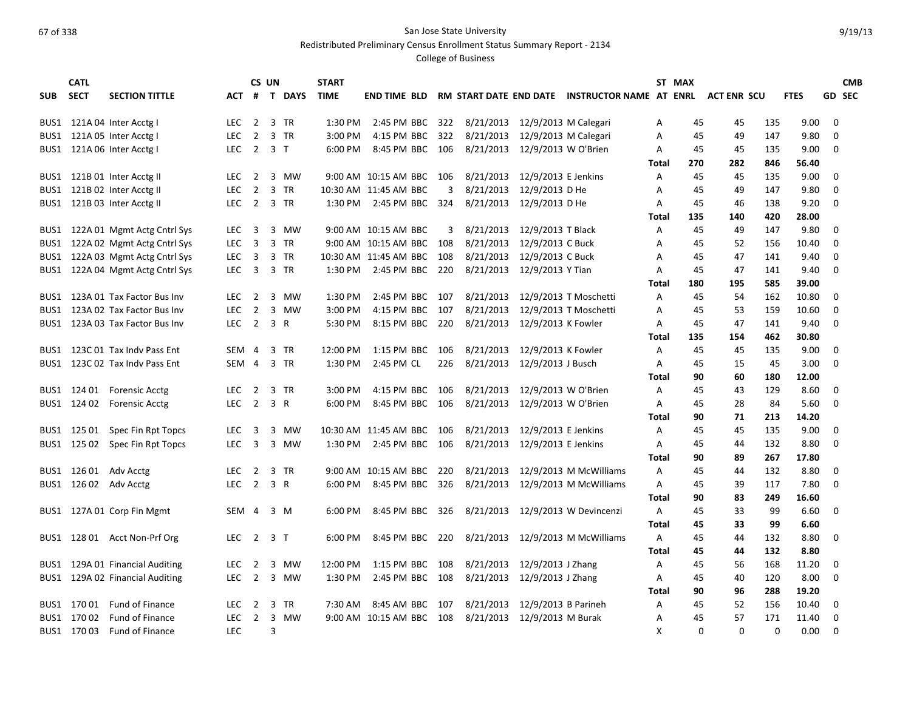San Jose State University

Redistributed Preliminary Census Enrollment Status Summary Report - 2134

College of Business

| SUB | CATL SECT | SECTION TITTLE | ACT | CS # | UN T | DAYS | START TIME | END TIME | BLD | RM | START DATE | END DATE | INSTRUCTOR NAME | ST AT | MAX ENRL | ACT ENR | SCU | FTES | GD | CMB SEC |
|---|---|---|---|---|---|---|---|---|---|---|---|---|---|---|---|---|---|---|---|---|
| BUS1 | 121A 04 | Inter Acctg I | LEC | 2 | 3 | TR | 1:30 PM | 2:45 PM | BBC | 322 | 8/21/2013 | 12/9/2013 | M Calegari | A | 45 | 45 | 135 | 9.00 | 0 | |
| BUS1 | 121A 05 | Inter Acctg I | LEC | 2 | 3 | TR | 3:00 PM | 4:15 PM | BBC | 322 | 8/21/2013 | 12/9/2013 | M Calegari | A | 45 | 49 | 147 | 9.80 | 0 | |
| BUS1 | 121A 06 | Inter Acctg I | LEC | 2 | 3 | T | 6:00 PM | 8:45 PM | BBC | 106 | 8/21/2013 | 12/9/2013 | W O'Brien | A | 45 | 45 | 135 | 9.00 | 0 | |
| | | | | | | | | | | | | | | **Total** | **270** | **282** | **846** | **56.40** | | |
| BUS1 | 121B 01 | Inter Acctg II | LEC | 2 | 3 | MW | 9:00 AM | 10:15 AM | BBC | 106 | 8/21/2013 | 12/9/2013 | E Jenkins | A | 45 | 45 | 135 | 9.00 | 0 | |
| BUS1 | 121B 02 | Inter Acctg II | LEC | 2 | 3 | TR | 10:30 AM | 11:45 AM | BBC | 3 | 8/21/2013 | 12/9/2013 | D He | A | 45 | 49 | 147 | 9.80 | 0 | |
| BUS1 | 121B 03 | Inter Acctg II | LEC | 2 | 3 | TR | 1:30 PM | 2:45 PM | BBC | 324 | 8/21/2013 | 12/9/2013 | D He | A | 45 | 46 | 138 | 9.20 | 0 | |
| | | | | | | | | | | | | | | **Total** | **135** | **140** | **420** | **28.00** | | |
| BUS1 | 122A 01 | Mgmt Actg Cntrl Sys | LEC | 3 | 3 | MW | 9:00 AM | 10:15 AM | BBC | 3 | 8/21/2013 | 12/9/2013 | T Black | A | 45 | 49 | 147 | 9.80 | 0 | |
| BUS1 | 122A 02 | Mgmt Actg Cntrl Sys | LEC | 3 | 3 | TR | 9:00 AM | 10:15 AM | BBC | 108 | 8/21/2013 | 12/9/2013 | C Buck | A | 45 | 52 | 156 | 10.40 | 0 | |
| BUS1 | 122A 03 | Mgmt Actg Cntrl Sys | LEC | 3 | 3 | TR | 10:30 AM | 11:45 AM | BBC | 108 | 8/21/2013 | 12/9/2013 | C Buck | A | 45 | 47 | 141 | 9.40 | 0 | |
| BUS1 | 122A 04 | Mgmt Actg Cntrl Sys | LEC | 3 | 3 | TR | 1:30 PM | 2:45 PM | BBC | 220 | 8/21/2013 | 12/9/2013 | Y Tian | A | 45 | 47 | 141 | 9.40 | 0 | |
| | | | | | | | | | | | | | | **Total** | **180** | **195** | **585** | **39.00** | | |
| BUS1 | 123A 01 | Tax Factor Bus Inv | LEC | 2 | 3 | MW | 1:30 PM | 2:45 PM | BBC | 107 | 8/21/2013 | 12/9/2013 | T Moschetti | A | 45 | 54 | 162 | 10.80 | 0 | |
| BUS1 | 123A 02 | Tax Factor Bus Inv | LEC | 2 | 3 | MW | 3:00 PM | 4:15 PM | BBC | 107 | 8/21/2013 | 12/9/2013 | T Moschetti | A | 45 | 53 | 159 | 10.60 | 0 | |
| BUS1 | 123A 03 | Tax Factor Bus Inv | LEC | 2 | 3 | R | 5:30 PM | 8:15 PM | BBC | 220 | 8/21/2013 | 12/9/2013 | K Fowler | A | 45 | 47 | 141 | 9.40 | 0 | |
| | | | | | | | | | | | | | | **Total** | **135** | **154** | **462** | **30.80** | | |
| BUS1 | 123C 01 | Tax Indv Pass Ent | SEM | 4 | 3 | TR | 12:00 PM | 1:15 PM | BBC | 106 | 8/21/2013 | 12/9/2013 | K Fowler | A | 45 | 45 | 135 | 9.00 | 0 | |
| BUS1 | 123C 02 | Tax Indv Pass Ent | SEM | 4 | 3 | TR | 1:30 PM | 2:45 PM | CL | 226 | 8/21/2013 | 12/9/2013 | J Busch | A | 45 | 15 | 45 | 3.00 | 0 | |
| | | | | | | | | | | | | | | **Total** | **90** | **60** | **180** | **12.00** | | |
| BUS1 | 124 01 | Forensic Acctg | LEC | 2 | 3 | TR | 3:00 PM | 4:15 PM | BBC | 106 | 8/21/2013 | 12/9/2013 | W O'Brien | A | 45 | 43 | 129 | 8.60 | 0 | |
| BUS1 | 124 02 | Forensic Acctg | LEC | 2 | 3 | R | 6:00 PM | 8:45 PM | BBC | 106 | 8/21/2013 | 12/9/2013 | W O'Brien | A | 45 | 28 | 84 | 5.60 | 0 | |
| | | | | | | | | | | | | | | **Total** | **90** | **71** | **213** | **14.20** | | |
| BUS1 | 125 01 | Spec Fin Rpt Topcs | LEC | 3 | 3 | MW | 10:30 AM | 11:45 AM | BBC | 106 | 8/21/2013 | 12/9/2013 | E Jenkins | A | 45 | 45 | 135 | 9.00 | 0 | |
| BUS1 | 125 02 | Spec Fin Rpt Topcs | LEC | 3 | 3 | MW | 1:30 PM | 2:45 PM | BBC | 106 | 8/21/2013 | 12/9/2013 | E Jenkins | A | 45 | 44 | 132 | 8.80 | 0 | |
| | | | | | | | | | | | | | | **Total** | **90** | **89** | **267** | **17.80** | | |
| BUS1 | 126 01 | Adv Acctg | LEC | 2 | 3 | TR | 9:00 AM | 10:15 AM | BBC | 220 | 8/21/2013 | 12/9/2013 | M McWilliams | A | 45 | 44 | 132 | 8.80 | 0 | |
| BUS1 | 126 02 | Adv Acctg | LEC | 2 | 3 | R | 6:00 PM | 8:45 PM | BBC | 326 | 8/21/2013 | 12/9/2013 | M McWilliams | A | 45 | 39 | 117 | 7.80 | 0 | |
| | | | | | | | | | | | | | | **Total** | **90** | **83** | **249** | **16.60** | | |
| BUS1 | 127A 01 | Corp Fin Mgmt | SEM | 4 | 3 | M | 6:00 PM | 8:45 PM | BBC | 326 | 8/21/2013 | 12/9/2013 | W Devincenzi | A | 45 | 33 | 99 | 6.60 | 0 | |
| | | | | | | | | | | | | | | **Total** | **45** | **33** | **99** | **6.60** | | |
| BUS1 | 128 01 | Acct Non-Prf Org | LEC | 2 | 3 | T | 6:00 PM | 8:45 PM | BBC | 220 | 8/21/2013 | 12/9/2013 | M McWilliams | A | 45 | 44 | 132 | 8.80 | 0 | |
| | | | | | | | | | | | | | | **Total** | **45** | **44** | **132** | **8.80** | | |
| BUS1 | 129A 01 | Financial Auditing | LEC | 2 | 3 | MW | 12:00 PM | 1:15 PM | BBC | 108 | 8/21/2013 | 12/9/2013 | J Zhang | A | 45 | 56 | 168 | 11.20 | 0 | |
| BUS1 | 129A 02 | Financial Auditing | LEC | 2 | 3 | MW | 1:30 PM | 2:45 PM | BBC | 108 | 8/21/2013 | 12/9/2013 | J Zhang | A | 45 | 40 | 120 | 8.00 | 0 | |
| | | | | | | | | | | | | | | **Total** | **90** | **96** | **288** | **19.20** | | |
| BUS1 | 170 01 | Fund of Finance | LEC | 2 | 3 | TR | 7:30 AM | 8:45 AM | BBC | 107 | 8/21/2013 | 12/9/2013 | B Parineh | A | 45 | 52 | 156 | 10.40 | 0 | |
| BUS1 | 170 02 | Fund of Finance | LEC | 2 | 3 | MW | 9:00 AM | 10:15 AM | BBC | 108 | 8/21/2013 | 12/9/2013 | M Burak | A | 45 | 57 | 171 | 11.40 | 0 | |
| BUS1 | 170 03 | Fund of Finance | LEC | | 3 | | | | | | | | | X | 0 | 0 | 0 | 0.00 | 0 | |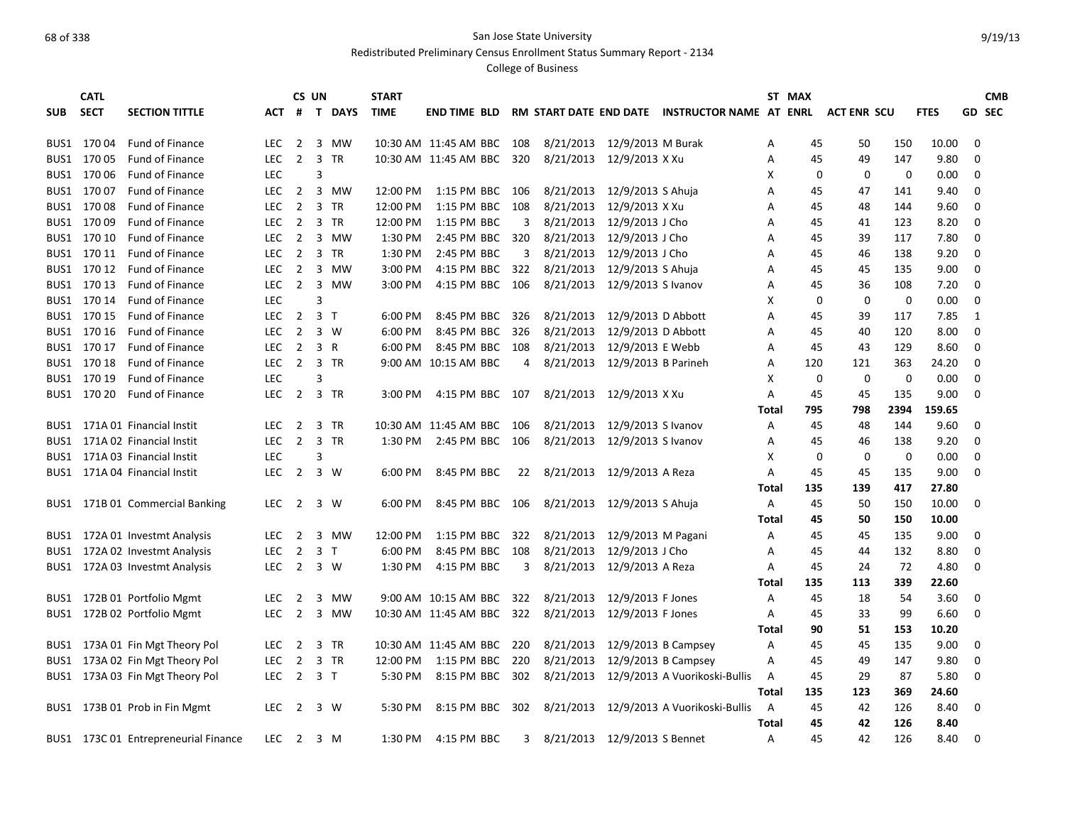San Jose State University

Redistributed Preliminary Census Enrollment Status Summary Report - 2134

College of Business

| SUB | CATL SECT | SECTION TITTLE | ACT | CS # | UN T | DAYS | START TIME | END TIME | BLD | RM | START DATE | END DATE | INSTRUCTOR NAME | ST AT | MAX ENRL | ACT ENR | SCU | FTES | GD | CMB SEC |
|---|---|---|---|---|---|---|---|---|---|---|---|---|---|---|---|---|---|---|---|---|
| BUS1 | 170 04 | Fund of Finance | LEC | 2 | 3 | MW | 10:30 AM | 11:45 AM | BBC | 108 | 8/21/2013 | 12/9/2013 | M Burak | A | 45 | 50 | 150 | 10.00 | 0 | |
| BUS1 | 170 05 | Fund of Finance | LEC | 2 | 3 | TR | 10:30 AM | 11:45 AM | BBC | 320 | 8/21/2013 | 12/9/2013 | X Xu | A | 45 | 49 | 147 | 9.80 | 0 | |
| BUS1 | 170 06 | Fund of Finance | LEC | | 3 | | | | | | | | | X | 0 | 0 | 0 | 0.00 | 0 | |
| BUS1 | 170 07 | Fund of Finance | LEC | 2 | 3 | MW | 12:00 PM | 1:15 PM | BBC | 106 | 8/21/2013 | 12/9/2013 | S Ahuja | A | 45 | 47 | 141 | 9.40 | 0 | |
| BUS1 | 170 08 | Fund of Finance | LEC | 2 | 3 | TR | 12:00 PM | 1:15 PM | BBC | 108 | 8/21/2013 | 12/9/2013 | X Xu | A | 45 | 48 | 144 | 9.60 | 0 | |
| BUS1 | 170 09 | Fund of Finance | LEC | 2 | 3 | TR | 12:00 PM | 1:15 PM | BBC | 3 | 8/21/2013 | 12/9/2013 | J Cho | A | 45 | 41 | 123 | 8.20 | 0 | |
| BUS1 | 170 10 | Fund of Finance | LEC | 2 | 3 | MW | 1:30 PM | 2:45 PM | BBC | 320 | 8/21/2013 | 12/9/2013 | J Cho | A | 45 | 39 | 117 | 7.80 | 0 | |
| BUS1 | 170 11 | Fund of Finance | LEC | 2 | 3 | TR | 1:30 PM | 2:45 PM | BBC | 3 | 8/21/2013 | 12/9/2013 | J Cho | A | 45 | 46 | 138 | 9.20 | 0 | |
| BUS1 | 170 12 | Fund of Finance | LEC | 2 | 3 | MW | 3:00 PM | 4:15 PM | BBC | 322 | 8/21/2013 | 12/9/2013 | S Ahuja | A | 45 | 45 | 135 | 9.00 | 0 | |
| BUS1 | 170 13 | Fund of Finance | LEC | 2 | 3 | MW | 3:00 PM | 4:15 PM | BBC | 106 | 8/21/2013 | 12/9/2013 | S Ivanov | A | 45 | 36 | 108 | 7.20 | 0 | |
| BUS1 | 170 14 | Fund of Finance | LEC | | 3 | | | | | | | | | X | 0 | 0 | 0 | 0.00 | 0 | |
| BUS1 | 170 15 | Fund of Finance | LEC | 2 | 3 | T | 6:00 PM | 8:45 PM | BBC | 326 | 8/21/2013 | 12/9/2013 | D Abbott | A | 45 | 39 | 117 | 7.85 | 1 | |
| BUS1 | 170 16 | Fund of Finance | LEC | 2 | 3 | W | 6:00 PM | 8:45 PM | BBC | 326 | 8/21/2013 | 12/9/2013 | D Abbott | A | 45 | 40 | 120 | 8.00 | 0 | |
| BUS1 | 170 17 | Fund of Finance | LEC | 2 | 3 | R | 6:00 PM | 8:45 PM | BBC | 108 | 8/21/2013 | 12/9/2013 | E Webb | A | 45 | 43 | 129 | 8.60 | 0 | |
| BUS1 | 170 18 | Fund of Finance | LEC | 2 | 3 | TR | 9:00 AM | 10:15 AM | BBC | 4 | 8/21/2013 | 12/9/2013 | B Parineh | A | 120 | 121 | 363 | 24.20 | 0 | |
| BUS1 | 170 19 | Fund of Finance | LEC | | 3 | | | | | | | | | X | 0 | 0 | 0 | 0.00 | 0 | |
| BUS1 | 170 20 | Fund of Finance | LEC | 2 | 3 | TR | 3:00 PM | 4:15 PM | BBC | 107 | 8/21/2013 | 12/9/2013 | X Xu | A | 45 | 45 | 135 | 9.00 | 0 | |
| | | | | | | | | | | | | | | **Total** | **795** | **798** | **2394** | **159.65** | | |
| BUS1 | 171A 01 | Financial Instit | LEC | 2 | 3 | TR | 10:30 AM | 11:45 AM | BBC | 106 | 8/21/2013 | 12/9/2013 | S Ivanov | A | 45 | 48 | 144 | 9.60 | 0 | |
| BUS1 | 171A 02 | Financial Instit | LEC | 2 | 3 | TR | 1:30 PM | 2:45 PM | BBC | 106 | 8/21/2013 | 12/9/2013 | S Ivanov | A | 45 | 46 | 138 | 9.20 | 0 | |
| BUS1 | 171A 03 | Financial Instit | LEC | | 3 | | | | | | | | | X | 0 | 0 | 0 | 0.00 | 0 | |
| BUS1 | 171A 04 | Financial Instit | LEC | 2 | 3 | W | 6:00 PM | 8:45 PM | BBC | 22 | 8/21/2013 | 12/9/2013 | A Reza | A | 45 | 45 | 135 | 9.00 | 0 | |
| | | | | | | | | | | | | | | **Total** | **135** | **139** | **417** | **27.80** | | |
| BUS1 | 171B 01 | Commercial Banking | LEC | 2 | 3 | W | 6:00 PM | 8:45 PM | BBC | 106 | 8/21/2013 | 12/9/2013 | S Ahuja | A | 45 | 50 | 150 | 10.00 | 0 | |
| | | | | | | | | | | | | | | **Total** | **45** | **50** | **150** | **10.00** | | |
| BUS1 | 172A 01 | Investmt Analysis | LEC | 2 | 3 | MW | 12:00 PM | 1:15 PM | BBC | 322 | 8/21/2013 | 12/9/2013 | M Pagani | A | 45 | 45 | 135 | 9.00 | 0 | |
| BUS1 | 172A 02 | Investmt Analysis | LEC | 2 | 3 | T | 6:00 PM | 8:45 PM | BBC | 108 | 8/21/2013 | 12/9/2013 | J Cho | A | 45 | 44 | 132 | 8.80 | 0 | |
| BUS1 | 172A 03 | Investmt Analysis | LEC | 2 | 3 | W | 1:30 PM | 4:15 PM | BBC | 3 | 8/21/2013 | 12/9/2013 | A Reza | A | 45 | 24 | 72 | 4.80 | 0 | |
| | | | | | | | | | | | | | | **Total** | **135** | **113** | **339** | **22.60** | | |
| BUS1 | 172B 01 | Portfolio Mgmt | LEC | 2 | 3 | MW | 9:00 AM | 10:15 AM | BBC | 322 | 8/21/2013 | 12/9/2013 | F Jones | A | 45 | 18 | 54 | 3.60 | 0 | |
| BUS1 | 172B 02 | Portfolio Mgmt | LEC | 2 | 3 | MW | 10:30 AM | 11:45 AM | BBC | 322 | 8/21/2013 | 12/9/2013 | F Jones | A | 45 | 33 | 99 | 6.60 | 0 | |
| | | | | | | | | | | | | | | **Total** | **90** | **51** | **153** | **10.20** | | |
| BUS1 | 173A 01 | Fin Mgt Theory Pol | LEC | 2 | 3 | TR | 10:30 AM | 11:45 AM | BBC | 220 | 8/21/2013 | 12/9/2013 | B Campsey | A | 45 | 45 | 135 | 9.00 | 0 | |
| BUS1 | 173A 02 | Fin Mgt Theory Pol | LEC | 2 | 3 | TR | 12:00 PM | 1:15 PM | BBC | 220 | 8/21/2013 | 12/9/2013 | B Campsey | A | 45 | 49 | 147 | 9.80 | 0 | |
| BUS1 | 173A 03 | Fin Mgt Theory Pol | LEC | 2 | 3 | T | 5:30 PM | 8:15 PM | BBC | 302 | 8/21/2013 | 12/9/2013 | A Vuorikoski-Bullis | A | 45 | 29 | 87 | 5.80 | 0 | |
| | | | | | | | | | | | | | | **Total** | **135** | **123** | **369** | **24.60** | | |
| BUS1 | 173B 01 | Prob in Fin Mgmt | LEC | 2 | 3 | W | 5:30 PM | 8:15 PM | BBC | 302 | 8/21/2013 | 12/9/2013 | A Vuorikoski-Bullis | A | 45 | 42 | 126 | 8.40 | 0 | |
| | | | | | | | | | | | | | | **Total** | **45** | **42** | **126** | **8.40** | | |
| BUS1 | 173C 01 | Entrepreneurial Finance | LEC | 2 | 3 | M | 1:30 PM | 4:15 PM | BBC | 3 | 8/21/2013 | 12/9/2013 | S Bennet | A | 45 | 42 | 126 | 8.40 | 0 | |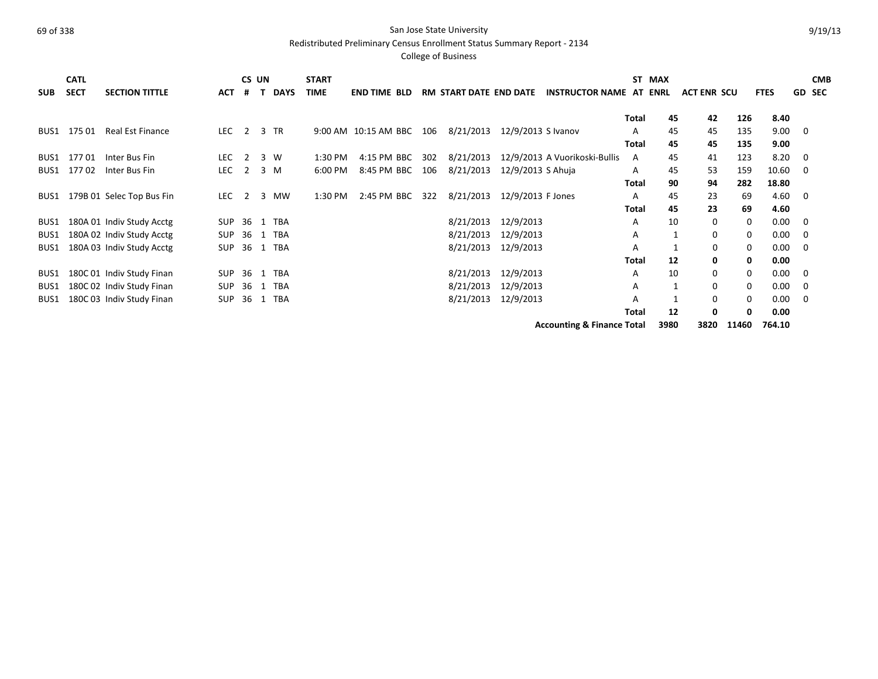San Jose State University

Redistributed Preliminary Census Enrollment Status Summary Report - 2134

College of Business

| SUB | CATL SECT | SECTION TITTLE | ACT | CS # | UN T | DAYS | START TIME | END TIME | BLD | RM | START DATE | END DATE | INSTRUCTOR NAME | ST AT | MAX ENRL | ACT ENR | SCU | FTES | GD | CMB SEC |
|---|---|---|---|---|---|---|---|---|---|---|---|---|---|---|---|---|---|---|---|---|
| | | | | | | | | | | | | | | **Total** | **45** | **42** | **126** | **8.40** | | |
| BUS1 | 175 01 | Real Est Finance | LEC | 2 | 3 | TR | 9:00 AM | 10:15 AM | BBC | 106 | 8/21/2013 | 12/9/2013 | S Ivanov | A | 45 | 45 | 135 | 9.00 | 0 | |
| | | | | | | | | | | | | | | **Total** | **45** | **45** | **135** | **9.00** | | |
| BUS1 | 177 01 | Inter Bus Fin | LEC | 2 | 3 | W | 1:30 PM | 4:15 PM | BBC | 302 | 8/21/2013 | 12/9/2013 | A Vuorikoski-Bullis | A | 45 | 41 | 123 | 8.20 | 0 | |
| BUS1 | 177 02 | Inter Bus Fin | LEC | 2 | 3 | M | 6:00 PM | 8:45 PM | BBC | 106 | 8/21/2013 | 12/9/2013 | S Ahuja | A | 45 | 53 | 159 | 10.60 | 0 | |
| | | | | | | | | | | | | | | **Total** | **90** | **94** | **282** | **18.80** | | |
| BUS1 | 179B 01 | Selec Top Bus Fin | LEC | 2 | 3 | MW | 1:30 PM | 2:45 PM | BBC | 322 | 8/21/2013 | 12/9/2013 | F Jones | A | 45 | 23 | 69 | 4.60 | 0 | |
| | | | | | | | | | | | | | | **Total** | **45** | **23** | **69** | **4.60** | | |
| BUS1 | 180A 01 | Indiv Study Acctg | SUP | 36 | 1 | TBA | | | | | 8/21/2013 | 12/9/2013 | | A | 10 | 0 | 0 | 0.00 | 0 | |
| BUS1 | 180A 02 | Indiv Study Acctg | SUP | 36 | 1 | TBA | | | | | 8/21/2013 | 12/9/2013 | | A | 1 | 0 | 0 | 0.00 | 0 | |
| BUS1 | 180A 03 | Indiv Study Acctg | SUP | 36 | 1 | TBA | | | | | 8/21/2013 | 12/9/2013 | | A | 1 | 0 | 0 | 0.00 | 0 | |
| | | | | | | | | | | | | | | **Total** | **12** | **0** | **0** | **0.00** | | |
| BUS1 | 180C 01 | Indiv Study Finan | SUP | 36 | 1 | TBA | | | | | 8/21/2013 | 12/9/2013 | | A | 10 | 0 | 0 | 0.00 | 0 | |
| BUS1 | 180C 02 | Indiv Study Finan | SUP | 36 | 1 | TBA | | | | | 8/21/2013 | 12/9/2013 | | A | 1 | 0 | 0 | 0.00 | 0 | |
| BUS1 | 180C 03 | Indiv Study Finan | SUP | 36 | 1 | TBA | | | | | 8/21/2013 | 12/9/2013 | | A | 1 | 0 | 0 | 0.00 | 0 | |
| | | | | | | | | | | | | | | **Total** | **12** | **0** | **0** | **0.00** | | |
| | | | | | | | | | | | | | **Accounting & Finance Total** | | **3980** | **3820** | **11460** | **764.10** | | |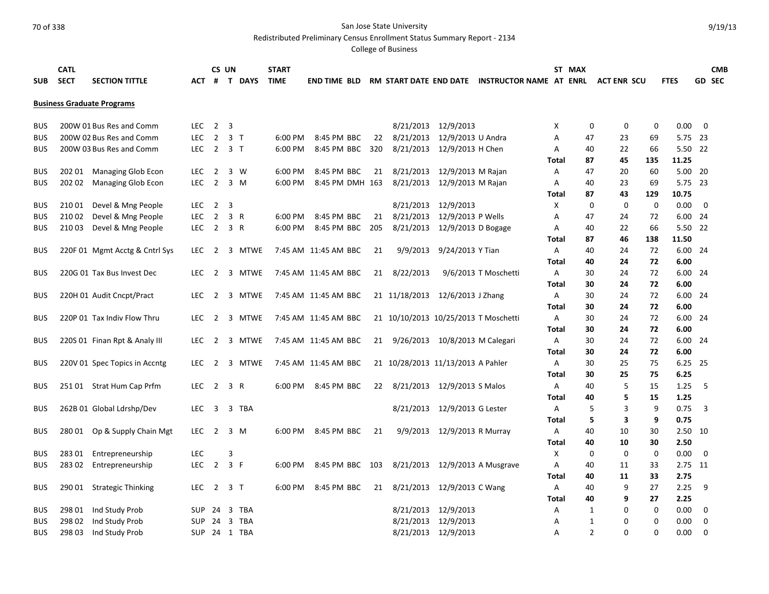San Jose State University

Redistributed Preliminary Census Enrollment Status Summary Report - 2134

College of Business

## Business Graduate Programs

| SUB | CATL SECT | SECTION TITTLE | ACT | CS # | UN T | DAYS | START TIME | END TIME | BLD | RM | START DATE | END DATE | INSTRUCTOR NAME | ST AT | MAX ENRL | ACT ENR | SCU | FTES | GD | CMB SEC |
|---|---|---|---|---|---|---|---|---|---|---|---|---|---|---|---|---|---|---|---|---|
| BUS | 200W 01 | Bus Res and Comm | LEC | 2 | 3 | | | | | | 8/21/2013 | 12/9/2013 | | X | 0 | 0 | 0 | 0.00 | 0 | |
| BUS | 200W 02 | Bus Res and Comm | LEC | 2 | 3 | T | 6:00 PM | 8:45 PM | BBC | 22 | 8/21/2013 | 12/9/2013 | U Andra | A | 47 | 23 | 69 | 5.75 | 23 | |
| BUS | 200W 03 | Bus Res and Comm | LEC | 2 | 3 | T | 6:00 PM | 8:45 PM | BBC | 320 | 8/21/2013 | 12/9/2013 | H Chen | A | 40 | 22 | 66 | 5.50 | 22 | |
| | | | | | | | | | | | | | | **Total** | **87** | **45** | **135** | **11.25** | | |
| BUS | 202 01 | Managing Glob Econ | LEC | 2 | 3 | W | 6:00 PM | 8:45 PM | BBC | 21 | 8/21/2013 | 12/9/2013 | M Rajan | A | 47 | 20 | 60 | 5.00 | 20 | |
| BUS | 202 02 | Managing Glob Econ | LEC | 2 | 3 | M | 6:00 PM | 8:45 PM | DMH | 163 | 8/21/2013 | 12/9/2013 | M Rajan | A | 40 | 23 | 69 | 5.75 | 23 | |
| | | | | | | | | | | | | | | **Total** | **87** | **43** | **129** | **10.75** | | |
| BUS | 210 01 | Devel & Mng People | LEC | 2 | 3 | | | | | | 8/21/2013 | 12/9/2013 | | X | 0 | 0 | 0 | 0.00 | 0 | |
| BUS | 210 02 | Devel & Mng People | LEC | 2 | 3 | R | 6:00 PM | 8:45 PM | BBC | 21 | 8/21/2013 | 12/9/2013 | P Wells | A | 47 | 24 | 72 | 6.00 | 24 | |
| BUS | 210 03 | Devel & Mng People | LEC | 2 | 3 | R | 6:00 PM | 8:45 PM | BBC | 205 | 8/21/2013 | 12/9/2013 | D Bogage | A | 40 | 22 | 66 | 5.50 | 22 | |
| | | | | | | | | | | | | | | **Total** | **87** | **46** | **138** | **11.50** | | |
| BUS | 220F 01 | Mgmt Acctg & Cntrl Sys | LEC | 2 | 3 | MTWE | 7:45 AM | 11:45 AM | BBC | 21 | 9/9/2013 | 9/24/2013 | Y Tian | A | 40 | 24 | 72 | 6.00 | 24 | |
| | | | | | | | | | | | | | | **Total** | **40** | **24** | **72** | **6.00** | | |
| BUS | 220G 01 | Tax Bus Invest Dec | LEC | 2 | 3 | MTWE | 7:45 AM | 11:45 AM | BBC | 21 | 8/22/2013 | 9/6/2013 | T Moschetti | A | 30 | 24 | 72 | 6.00 | 24 | |
| | | | | | | | | | | | | | | **Total** | **30** | **24** | **72** | **6.00** | | |
| BUS | 220H 01 | Audit Cncpt/Pract | LEC | 2 | 3 | MTWE | 7:45 AM | 11:45 AM | BBC | 21 | 11/18/2013 | 12/6/2013 | J Zhang | A | 30 | 24 | 72 | 6.00 | 24 | |
| | | | | | | | | | | | | | | **Total** | **30** | **24** | **72** | **6.00** | | |
| BUS | 220P 01 | Tax Indiv Flow Thru | LEC | 2 | 3 | MTWE | 7:45 AM | 11:45 AM | BBC | 21 | 10/10/2013 | 10/25/2013 | T Moschetti | A | 30 | 24 | 72 | 6.00 | 24 | |
| | | | | | | | | | | | | | | **Total** | **30** | **24** | **72** | **6.00** | | |
| BUS | 220S 01 | Finan Rpt & Analy III | LEC | 2 | 3 | MTWE | 7:45 AM | 11:45 AM | BBC | 21 | 9/26/2013 | 10/8/2013 | M Calegari | A | 30 | 24 | 72 | 6.00 | 24 | |
| | | | | | | | | | | | | | | **Total** | **30** | **24** | **72** | **6.00** | | |
| BUS | 220V 01 | Spec Topics in Accntg | LEC | 2 | 3 | MTWE | 7:45 AM | 11:45 AM | BBC | 21 | 10/28/2013 | 11/13/2013 | A Pahler | A | 30 | 25 | 75 | 6.25 | 25 | |
| | | | | | | | | | | | | | | **Total** | **30** | **25** | **75** | **6.25** | | |
| BUS | 251 01 | Strat Hum Cap Prfm | LEC | 2 | 3 | R | 6:00 PM | 8:45 PM | BBC | 22 | 8/21/2013 | 12/9/2013 | S Malos | A | 40 | 5 | 15 | 1.25 | 5 | |
| | | | | | | | | | | | | | | **Total** | **40** | **5** | **15** | **1.25** | | |
| BUS | 262B 01 | Global Ldrshp/Dev | LEC | 3 | 3 | TBA | | | | | 8/21/2013 | 12/9/2013 | G Lester | A | 5 | 3 | 9 | 0.75 | 3 | |
| | | | | | | | | | | | | | | **Total** | **5** | **3** | **9** | **0.75** | | |
| BUS | 280 01 | Op & Supply Chain Mgt | LEC | 2 | 3 | M | 6:00 PM | 8:45 PM | BBC | 21 | 9/9/2013 | 12/9/2013 | R Murray | A | 40 | 10 | 30 | 2.50 | 10 | |
| | | | | | | | | | | | | | | **Total** | **40** | **10** | **30** | **2.50** | | |
| BUS | 283 01 | Entrepreneurship | LEC | | 3 | | | | | | | | | X | 0 | 0 | 0 | 0.00 | 0 | |
| BUS | 283 02 | Entrepreneurship | LEC | 2 | 3 | F | 6:00 PM | 8:45 PM | BBC | 103 | 8/21/2013 | 12/9/2013 | A Musgrave | A | 40 | 11 | 33 | 2.75 | 11 | |
| | | | | | | | | | | | | | | **Total** | **40** | **11** | **33** | **2.75** | | |
| BUS | 290 01 | Strategic Thinking | LEC | 2 | 3 | T | 6:00 PM | 8:45 PM | BBC | 21 | 8/21/2013 | 12/9/2013 | C Wang | A | 40 | 9 | 27 | 2.25 | 9 | |
| | | | | | | | | | | | | | | **Total** | **40** | **9** | **27** | **2.25** | | |
| BUS | 298 01 | Ind Study Prob | SUP | 24 | 3 | TBA | | | | | 8/21/2013 | 12/9/2013 | | A | 1 | 0 | 0 | 0.00 | 0 | |
| BUS | 298 02 | Ind Study Prob | SUP | 24 | 3 | TBA | | | | | 8/21/2013 | 12/9/2013 | | A | 1 | 0 | 0 | 0.00 | 0 | |
| BUS | 298 03 | Ind Study Prob | SUP | 24 | 1 | TBA | | | | | 8/21/2013 | 12/9/2013 | | A | 2 | 0 | 0 | 0.00 | 0 | |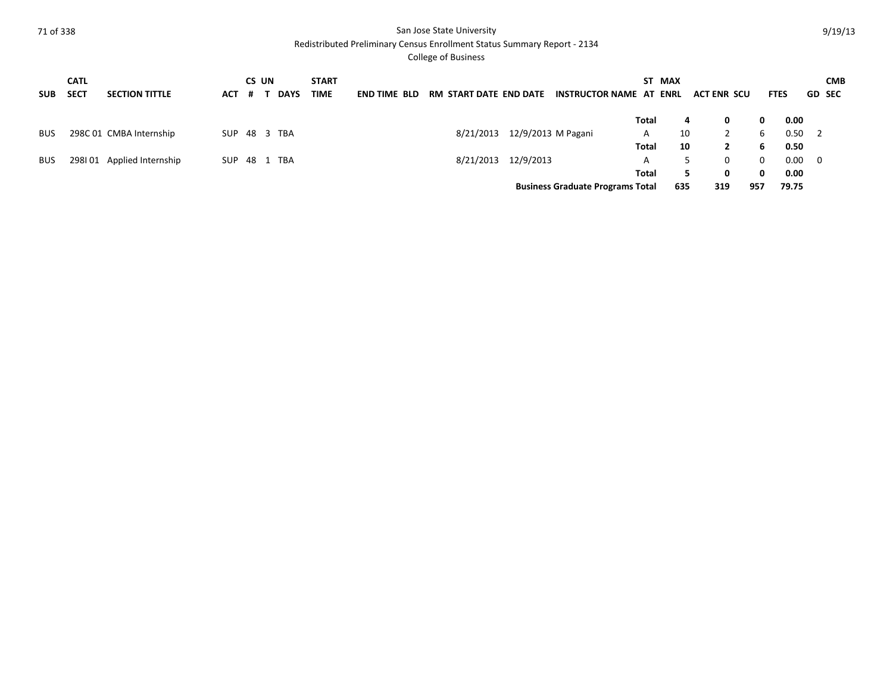San Jose State University

Redistributed Preliminary Census Enrollment Status Summary Report - 2134

College of Business

| SUB | CATL SECT | SECTION TITTLE | ACT | CS # | UN T | DAYS | START TIME | END TIME | BLD | RM | START DATE | END DATE | INSTRUCTOR NAME | ST AT | MAX ENRL | ACT ENR | SCU | FTES | GD | CMB SEC |
|---|---|---|---|---|---|---|---|---|---|---|---|---|---|---|---|---|---|---|---|---|
| | | | | | | | | | | | | | | **Total** | **4** | **0** | **0** | **0.00** | | |
| BUS | 298C 01 | CMBA Internship | SUP | 48 | 3 | TBA | | | | | 8/21/2013 | 12/9/2013 | M Pagani | A | 10 | 2 | 6 | 0.50 | 2 | |
| | | | | | | | | | | | | | | **Total** | **10** | **2** | **6** | **0.50** | | |
| BUS | 298I 01 | Applied Internship | SUP | 48 | 1 | TBA | | | | | 8/21/2013 | 12/9/2013 | | A | 5 | 0 | 0 | 0.00 | 0 | |
| | | | | | | | | | | | | | | **Total** | **5** | **0** | **0** | **0.00** | | |
| | | | | | | | | | | | | | **Business Graduate Programs Total** | | **635** | **319** | **957** | **79.75** | | |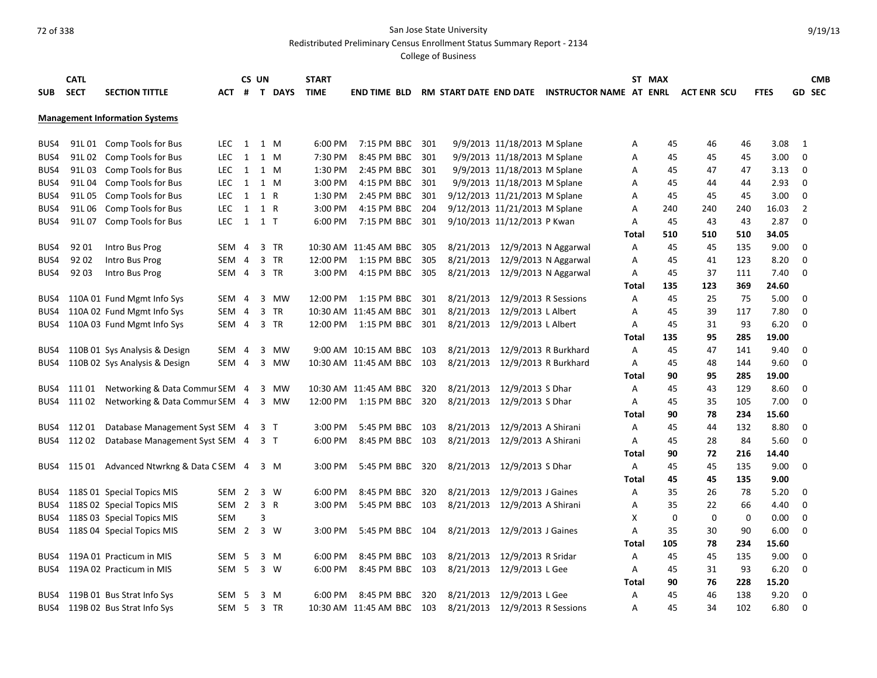San Jose State University

Redistributed Preliminary Census Enrollment Status Summary Report - 2134

College of Business

9/19/13

| SUB | CATL SECT | SECTION TITTLE | ACT | CS # | UN T | DAYS | START TIME | END TIME | BLD | RM | START DATE | END DATE | INSTRUCTOR NAME | ST AT | MAX ENRL | ACT ENR | SCU | FTES | GD | CMB SEC |
|---|---|---|---|---|---|---|---|---|---|---|---|---|---|---|---|---|---|---|---|---|
| **Management Information Systems** | | | | | | | | | | | | | | | | | | | | |
| BUS4 | 91L 01 | Comp Tools for Bus | LEC | 1 | 1 | M | 6:00 PM | 7:15 PM | BBC | 301 | 9/9/2013 | 11/18/2013 | M Splane | A | 45 | 46 | 46 | 3.08 | 1 | |
| BUS4 | 91L 02 | Comp Tools for Bus | LEC | 1 | 1 | M | 7:30 PM | 8:45 PM | BBC | 301 | 9/9/2013 | 11/18/2013 | M Splane | A | 45 | 45 | 45 | 3.00 | 0 | |
| BUS4 | 91L 03 | Comp Tools for Bus | LEC | 1 | 1 | M | 1:30 PM | 2:45 PM | BBC | 301 | 9/9/2013 | 11/18/2013 | M Splane | A | 45 | 47 | 47 | 3.13 | 0 | |
| BUS4 | 91L 04 | Comp Tools for Bus | LEC | 1 | 1 | M | 3:00 PM | 4:15 PM | BBC | 301 | 9/9/2013 | 11/18/2013 | M Splane | A | 45 | 44 | 44 | 2.93 | 0 | |
| BUS4 | 91L 05 | Comp Tools for Bus | LEC | 1 | 1 | R | 1:30 PM | 2:45 PM | BBC | 301 | 9/12/2013 | 11/21/2013 | M Splane | A | 45 | 45 | 45 | 3.00 | 0 | |
| BUS4 | 91L 06 | Comp Tools for Bus | LEC | 1 | 1 | R | 3:00 PM | 4:15 PM | BBC | 204 | 9/12/2013 | 11/21/2013 | M Splane | A | 240 | 240 | 240 | 16.03 | 2 | |
| BUS4 | 91L 07 | Comp Tools for Bus | LEC | 1 | 1 | T | 6:00 PM | 7:15 PM | BBC | 301 | 9/10/2013 | 11/12/2013 | P Kwan | A | 45 | 43 | 43 | 2.87 | 0 | |
| | | | | | | | | | | | | | | **Total** | **510** | **510** | **510** | **34.05** | | |
| BUS4 | 92 01 | Intro Bus Prog | SEM | 4 | 3 | TR | 10:30 AM | 11:45 AM | BBC | 305 | 8/21/2013 | 12/9/2013 | N Aggarwal | A | 45 | 45 | 135 | 9.00 | 0 | |
| BUS4 | 92 02 | Intro Bus Prog | SEM | 4 | 3 | TR | 12:00 PM | 1:15 PM | BBC | 305 | 8/21/2013 | 12/9/2013 | N Aggarwal | A | 45 | 41 | 123 | 8.20 | 0 | |
| BUS4 | 92 03 | Intro Bus Prog | SEM | 4 | 3 | TR | 3:00 PM | 4:15 PM | BBC | 305 | 8/21/2013 | 12/9/2013 | N Aggarwal | A | 45 | 37 | 111 | 7.40 | 0 | |
| | | | | | | | | | | | | | | **Total** | **135** | **123** | **369** | **24.60** | | |
| BUS4 | 110A 01 | Fund Mgmt Info Sys | SEM | 4 | 3 | MW | 12:00 PM | 1:15 PM | BBC | 301 | 8/21/2013 | 12/9/2013 | R Sessions | A | 45 | 25 | 75 | 5.00 | 0 | |
| BUS4 | 110A 02 | Fund Mgmt Info Sys | SEM | 4 | 3 | TR | 10:30 AM | 11:45 AM | BBC | 301 | 8/21/2013 | 12/9/2013 | L Albert | A | 45 | 39 | 117 | 7.80 | 0 | |
| BUS4 | 110A 03 | Fund Mgmt Info Sys | SEM | 4 | 3 | TR | 12:00 PM | 1:15 PM | BBC | 301 | 8/21/2013 | 12/9/2013 | L Albert | A | 45 | 31 | 93 | 6.20 | 0 | |
| | | | | | | | | | | | | | | **Total** | **135** | **95** | **285** | **19.00** | | |
| BUS4 | 110B 01 | Sys Analysis & Design | SEM | 4 | 3 | MW | 9:00 AM | 10:15 AM | BBC | 103 | 8/21/2013 | 12/9/2013 | R Burkhard | A | 45 | 47 | 141 | 9.40 | 0 | |
| BUS4 | 110B 02 | Sys Analysis & Design | SEM | 4 | 3 | MW | 10:30 AM | 11:45 AM | BBC | 103 | 8/21/2013 | 12/9/2013 | R Burkhard | A | 45 | 48 | 144 | 9.60 | 0 | |
| | | | | | | | | | | | | | | **Total** | **90** | **95** | **285** | **19.00** | | |
| BUS4 | 111 01 | Networking & Data Commur | SEM | 4 | 3 | MW | 10:30 AM | 11:45 AM | BBC | 320 | 8/21/2013 | 12/9/2013 | S Dhar | A | 45 | 43 | 129 | 8.60 | 0 | |
| BUS4 | 111 02 | Networking & Data Commur | SEM | 4 | 3 | MW | 12:00 PM | 1:15 PM | BBC | 320 | 8/21/2013 | 12/9/2013 | S Dhar | A | 45 | 35 | 105 | 7.00 | 0 | |
| | | | | | | | | | | | | | | **Total** | **90** | **78** | **234** | **15.60** | | |
| BUS4 | 112 01 | Database Management Syst | SEM | 4 | 3 | T | 3:00 PM | 5:45 PM | BBC | 103 | 8/21/2013 | 12/9/2013 | A Shirani | A | 45 | 44 | 132 | 8.80 | 0 | |
| BUS4 | 112 02 | Database Management Syst | SEM | 4 | 3 | T | 6:00 PM | 8:45 PM | BBC | 103 | 8/21/2013 | 12/9/2013 | A Shirani | A | 45 | 28 | 84 | 5.60 | 0 | |
| | | | | | | | | | | | | | | **Total** | **90** | **72** | **216** | **14.40** | | |
| BUS4 | 115 01 | Advanced Ntwrkng & Data C | SEM | 4 | 3 | M | 3:00 PM | 5:45 PM | BBC | 320 | 8/21/2013 | 12/9/2013 | S Dhar | A | 45 | 45 | 135 | 9.00 | 0 | |
| | | | | | | | | | | | | | | **Total** | **45** | **45** | **135** | **9.00** | | |
| BUS4 | 118S 01 | Special Topics MIS | SEM | 2 | 3 | W | 6:00 PM | 8:45 PM | BBC | 320 | 8/21/2013 | 12/9/2013 | J Gaines | A | 35 | 26 | 78 | 5.20 | 0 | |
| BUS4 | 118S 02 | Special Topics MIS | SEM | 2 | 3 | R | 3:00 PM | 5:45 PM | BBC | 103 | 8/21/2013 | 12/9/2013 | A Shirani | A | 35 | 22 | 66 | 4.40 | 0 | |
| BUS4 | 118S 03 | Special Topics MIS | SEM | | 3 | | | | | | | | | X | 0 | 0 | 0 | 0.00 | 0 | |
| BUS4 | 118S 04 | Special Topics MIS | SEM | 2 | 3 | W | 3:00 PM | 5:45 PM | BBC | 104 | 8/21/2013 | 12/9/2013 | J Gaines | A | 35 | 30 | 90 | 6.00 | 0 | |
| | | | | | | | | | | | | | | **Total** | **105** | **78** | **234** | **15.60** | | |
| BUS4 | 119A 01 | Practicum in MIS | SEM | 5 | 3 | M | 6:00 PM | 8:45 PM | BBC | 103 | 8/21/2013 | 12/9/2013 | R Sridar | A | 45 | 45 | 135 | 9.00 | 0 | |
| BUS4 | 119A 02 | Practicum in MIS | SEM | 5 | 3 | W | 6:00 PM | 8:45 PM | BBC | 103 | 8/21/2013 | 12/9/2013 | L Gee | A | 45 | 31 | 93 | 6.20 | 0 | |
| | | | | | | | | | | | | | | **Total** | **90** | **76** | **228** | **15.20** | | |
| BUS4 | 119B 01 | Bus Strat Info Sys | SEM | 5 | 3 | M | 6:00 PM | 8:45 PM | BBC | 320 | 8/21/2013 | 12/9/2013 | L Gee | A | 45 | 46 | 138 | 9.20 | 0 | |
| BUS4 | 119B 02 | Bus Strat Info Sys | SEM | 5 | 3 | TR | 10:30 AM | 11:45 AM | BBC | 103 | 8/21/2013 | 12/9/2013 | R Sessions | A | 45 | 34 | 102 | 6.80 | 0 | |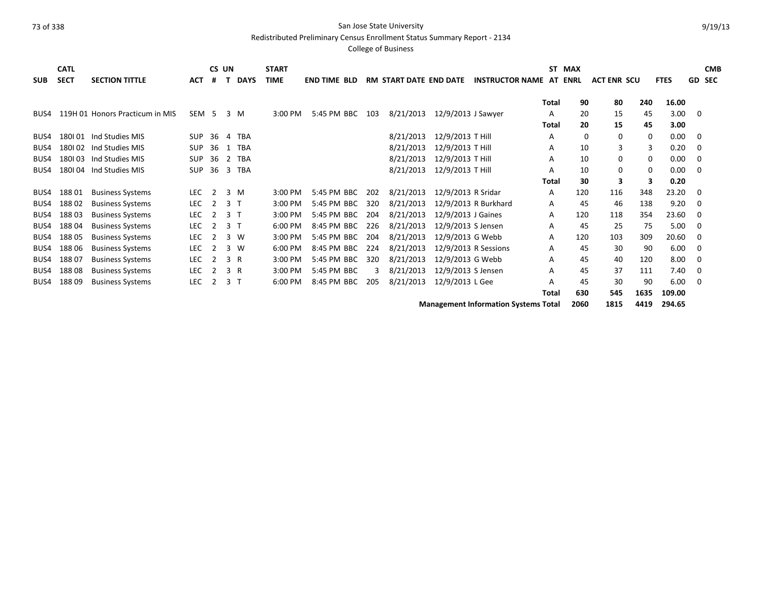San Jose State University

Redistributed Preliminary Census Enrollment Status Summary Report - 2134

College of Business

| SUB | CATL SECT | SECTION TITTLE | ACT | CS # | UN T | DAYS | START TIME | END TIME | BLD | RM | START DATE | END DATE | INSTRUCTOR NAME | ST AT | MAX ENRL | ACT ENR | SCU | FTES | GD | CMB SEC |
|---|---|---|---|---|---|---|---|---|---|---|---|---|---|---|---|---|---|---|---|---|
| | | | | | | | | | | | | | | **Total** | **90** | **80** | **240** | **16.00** | | |
| BUS4 | 119H 01 | Honors Practicum in MIS | SEM | 5 | 3 | M | 3:00 PM | 5:45 PM | BBC | 103 | 8/21/2013 | 12/9/2013 | J Sawyer | A | 20 | 15 | 45 | 3.00 | 0 | |
| | | | | | | | | | | | | | | **Total** | **20** | **15** | **45** | **3.00** | | |
| BUS4 | 180I 01 | Ind Studies MIS | SUP | 36 | 4 | TBA | | | | | 8/21/2013 | 12/9/2013 | T Hill | A | 0 | 0 | 0 | 0.00 | 0 | |
| BUS4 | 180I 02 | Ind Studies MIS | SUP | 36 | 1 | TBA | | | | | 8/21/2013 | 12/9/2013 | T Hill | A | 10 | 3 | 3 | 0.20 | 0 | |
| BUS4 | 180I 03 | Ind Studies MIS | SUP | 36 | 2 | TBA | | | | | 8/21/2013 | 12/9/2013 | T Hill | A | 10 | 0 | 0 | 0.00 | 0 | |
| BUS4 | 180I 04 | Ind Studies MIS | SUP | 36 | 3 | TBA | | | | | 8/21/2013 | 12/9/2013 | T Hill | A | 10 | 0 | 0 | 0.00 | 0 | |
| | | | | | | | | | | | | | | **Total** | **30** | **3** | **3** | **0.20** | | |
| BUS4 | 188 01 | Business Systems | LEC | 2 | 3 | M | 3:00 PM | 5:45 PM | BBC | 202 | 8/21/2013 | 12/9/2013 | R Sridar | A | 120 | 116 | 348 | 23.20 | 0 | |
| BUS4 | 188 02 | Business Systems | LEC | 2 | 3 | T | 3:00 PM | 5:45 PM | BBC | 320 | 8/21/2013 | 12/9/2013 | R Burkhard | A | 45 | 46 | 138 | 9.20 | 0 | |
| BUS4 | 188 03 | Business Systems | LEC | 2 | 3 | T | 3:00 PM | 5:45 PM | BBC | 204 | 8/21/2013 | 12/9/2013 | J Gaines | A | 120 | 118 | 354 | 23.60 | 0 | |
| BUS4 | 188 04 | Business Systems | LEC | 2 | 3 | T | 6:00 PM | 8:45 PM | BBC | 226 | 8/21/2013 | 12/9/2013 | S Jensen | A | 45 | 25 | 75 | 5.00 | 0 | |
| BUS4 | 188 05 | Business Systems | LEC | 2 | 3 | W | 3:00 PM | 5:45 PM | BBC | 204 | 8/21/2013 | 12/9/2013 | G Webb | A | 120 | 103 | 309 | 20.60 | 0 | |
| BUS4 | 188 06 | Business Systems | LEC | 2 | 3 | W | 6:00 PM | 8:45 PM | BBC | 224 | 8/21/2013 | 12/9/2013 | R Sessions | A | 45 | 30 | 90 | 6.00 | 0 | |
| BUS4 | 188 07 | Business Systems | LEC | 2 | 3 | R | 3:00 PM | 5:45 PM | BBC | 320 | 8/21/2013 | 12/9/2013 | G Webb | A | 45 | 40 | 120 | 8.00 | 0 | |
| BUS4 | 188 08 | Business Systems | LEC | 2 | 3 | R | 3:00 PM | 5:45 PM | BBC | 3 | 8/21/2013 | 12/9/2013 | S Jensen | A | 45 | 37 | 111 | 7.40 | 0 | |
| BUS4 | 188 09 | Business Systems | LEC | 2 | 3 | T | 6:00 PM | 8:45 PM | BBC | 205 | 8/21/2013 | 12/9/2013 | L Gee | A | 45 | 30 | 90 | 6.00 | 0 | |
| | | | | | | | | | | | | | | **Total** | **630** | **545** | **1635** | **109.00** | | |
| | | | | | | | | | | | | **Management Information Systems Total** | | | **2060** | **1815** | **4419** | **294.65** | | |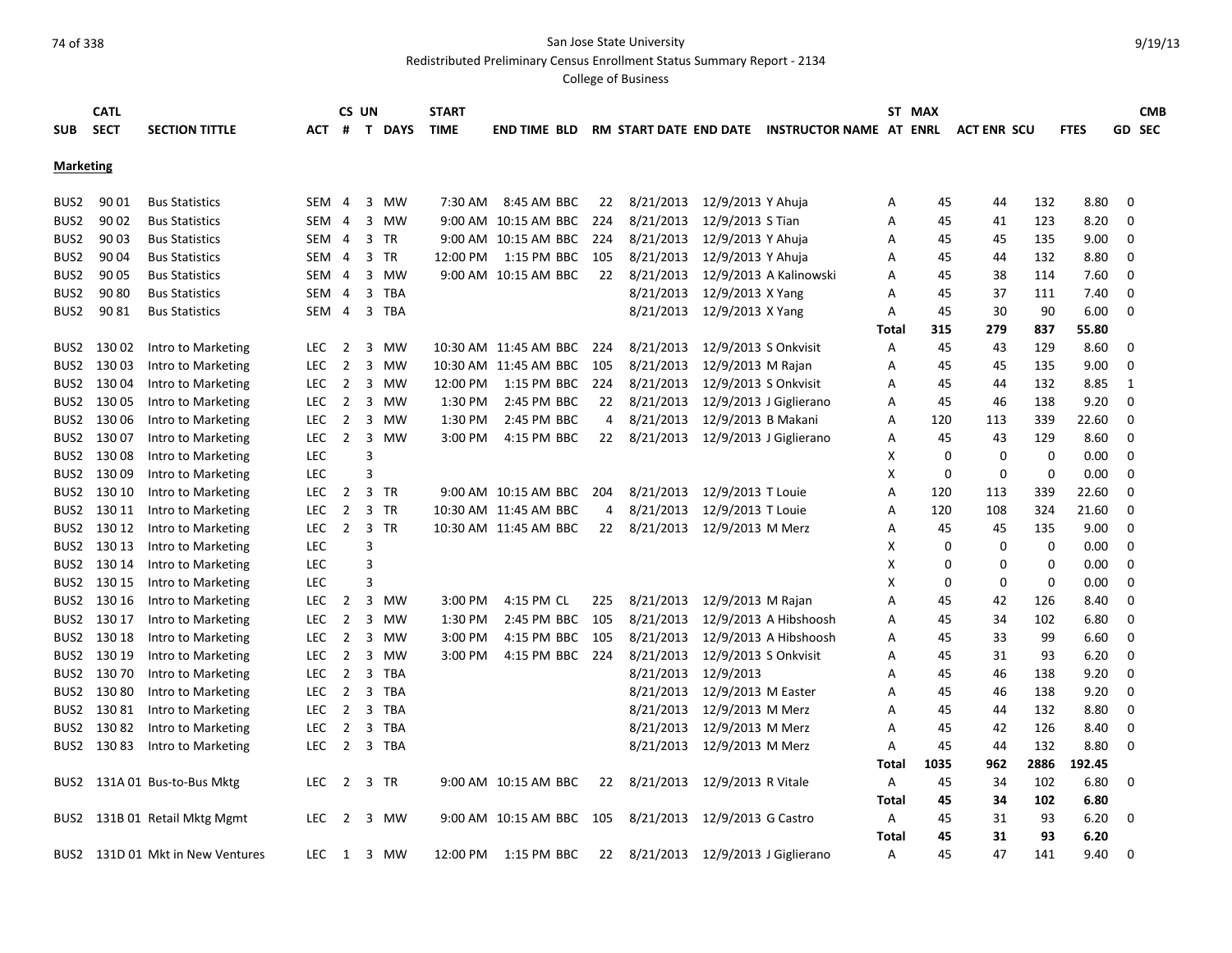San Jose State University

Redistributed Preliminary Census Enrollment Status Summary Report - 2134

College of Business

| SUB | CATL SECT | SECTION TITTLE | ACT | CS # | UN T | DAYS | START TIME | END TIME | BLD | RM | START DATE | END DATE | INSTRUCTOR NAME | ST AT | MAX ENRL | ACT ENR | SCU | FTES | CMB GD | SEC |
|---|---|---|---|---|---|---|---|---|---|---|---|---|---|---|---|---|---|---|---|---|
| **Marketing** | | | | | | | | | | | | | | | | | | | | |
| BUS2 | 90 01 | Bus Statistics | SEM | 4 | 3 | MW | 7:30 AM | 8:45 AM | BBC | 22 | 8/21/2013 | 12/9/2013 | Y Ahuja | A | 45 | 44 | 132 | 8.80 | 0 | |
| BUS2 | 90 02 | Bus Statistics | SEM | 4 | 3 | MW | 9:00 AM | 10:15 AM | BBC | 224 | 8/21/2013 | 12/9/2013 | S Tian | A | 45 | 41 | 123 | 8.20 | 0 | |
| BUS2 | 90 03 | Bus Statistics | SEM | 4 | 3 | TR | 9:00 AM | 10:15 AM | BBC | 224 | 8/21/2013 | 12/9/2013 | Y Ahuja | A | 45 | 45 | 135 | 9.00 | 0 | |
| BUS2 | 90 04 | Bus Statistics | SEM | 4 | 3 | TR | 12:00 PM | 1:15 PM | BBC | 105 | 8/21/2013 | 12/9/2013 | Y Ahuja | A | 45 | 44 | 132 | 8.80 | 0 | |
| BUS2 | 90 05 | Bus Statistics | SEM | 4 | 3 | MW | 9:00 AM | 10:15 AM | BBC | 22 | 8/21/2013 | 12/9/2013 | A Kalinowski | A | 45 | 38 | 114 | 7.60 | 0 | |
| BUS2 | 90 80 | Bus Statistics | SEM | 4 | 3 | TBA | | | | | 8/21/2013 | 12/9/2013 | X Yang | A | 45 | 37 | 111 | 7.40 | 0 | |
| BUS2 | 90 81 | Bus Statistics | SEM | 4 | 3 | TBA | | | | | 8/21/2013 | 12/9/2013 | X Yang | A | 45 | 30 | 90 | 6.00 | 0 | |
| | | | | | | | | | | | | | | **Total** | **315** | **279** | **837** | **55.80** | | |
| BUS2 | 130 02 | Intro to Marketing | LEC | 2 | 3 | MW | 10:30 AM | 11:45 AM | BBC | 224 | 8/21/2013 | 12/9/2013 | S Onkvisit | A | 45 | 43 | 129 | 8.60 | 0 | |
| BUS2 | 130 03 | Intro to Marketing | LEC | 2 | 3 | MW | 10:30 AM | 11:45 AM | BBC | 105 | 8/21/2013 | 12/9/2013 | M Rajan | A | 45 | 45 | 135 | 9.00 | 0 | |
| BUS2 | 130 04 | Intro to Marketing | LEC | 2 | 3 | MW | 12:00 PM | 1:15 PM | BBC | 224 | 8/21/2013 | 12/9/2013 | S Onkvisit | A | 45 | 44 | 132 | 8.85 | 1 | |
| BUS2 | 130 05 | Intro to Marketing | LEC | 2 | 3 | MW | 1:30 PM | 2:45 PM | BBC | 22 | 8/21/2013 | 12/9/2013 | J Giglierano | A | 45 | 46 | 138 | 9.20 | 0 | |
| BUS2 | 130 06 | Intro to Marketing | LEC | 2 | 3 | MW | 1:30 PM | 2:45 PM | BBC | 4 | 8/21/2013 | 12/9/2013 | B Makani | A | 120 | 113 | 339 | 22.60 | 0 | |
| BUS2 | 130 07 | Intro to Marketing | LEC | 2 | 3 | MW | 3:00 PM | 4:15 PM | BBC | 22 | 8/21/2013 | 12/9/2013 | J Giglierano | A | 45 | 43 | 129 | 8.60 | 0 | |
| BUS2 | 130 08 | Intro to Marketing | LEC | | 3 | | | | | | | | | X | 0 | 0 | 0 | 0.00 | 0 | |
| BUS2 | 130 09 | Intro to Marketing | LEC | | 3 | | | | | | | | | X | 0 | 0 | 0 | 0.00 | 0 | |
| BUS2 | 130 10 | Intro to Marketing | LEC | 2 | 3 | TR | 9:00 AM | 10:15 AM | BBC | 204 | 8/21/2013 | 12/9/2013 | T Louie | A | 120 | 113 | 339 | 22.60 | 0 | |
| BUS2 | 130 11 | Intro to Marketing | LEC | 2 | 3 | TR | 10:30 AM | 11:45 AM | BBC | 4 | 8/21/2013 | 12/9/2013 | T Louie | A | 120 | 108 | 324 | 21.60 | 0 | |
| BUS2 | 130 12 | Intro to Marketing | LEC | 2 | 3 | TR | 10:30 AM | 11:45 AM | BBC | 22 | 8/21/2013 | 12/9/2013 | M Merz | A | 45 | 45 | 135 | 9.00 | 0 | |
| BUS2 | 130 13 | Intro to Marketing | LEC | | 3 | | | | | | | | | X | 0 | 0 | 0 | 0.00 | 0 | |
| BUS2 | 130 14 | Intro to Marketing | LEC | | 3 | | | | | | | | | X | 0 | 0 | 0 | 0.00 | 0 | |
| BUS2 | 130 15 | Intro to Marketing | LEC | | 3 | | | | | | | | | X | 0 | 0 | 0 | 0.00 | 0 | |
| BUS2 | 130 16 | Intro to Marketing | LEC | 2 | 3 | MW | 3:00 PM | 4:15 PM | CL | 225 | 8/21/2013 | 12/9/2013 | M Rajan | A | 45 | 42 | 126 | 8.40 | 0 | |
| BUS2 | 130 17 | Intro to Marketing | LEC | 2 | 3 | MW | 1:30 PM | 2:45 PM | BBC | 105 | 8/21/2013 | 12/9/2013 | A Hibshoosh | A | 45 | 34 | 102 | 6.80 | 0 | |
| BUS2 | 130 18 | Intro to Marketing | LEC | 2 | 3 | MW | 3:00 PM | 4:15 PM | BBC | 105 | 8/21/2013 | 12/9/2013 | A Hibshoosh | A | 45 | 33 | 99 | 6.60 | 0 | |
| BUS2 | 130 19 | Intro to Marketing | LEC | 2 | 3 | MW | 3:00 PM | 4:15 PM | BBC | 224 | 8/21/2013 | 12/9/2013 | S Onkvisit | A | 45 | 31 | 93 | 6.20 | 0 | |
| BUS2 | 130 70 | Intro to Marketing | LEC | 2 | 3 | TBA | | | | | 8/21/2013 | 12/9/2013 | | A | 45 | 46 | 138 | 9.20 | 0 | |
| BUS2 | 130 80 | Intro to Marketing | LEC | 2 | 3 | TBA | | | | | 8/21/2013 | 12/9/2013 | M Easter | A | 45 | 46 | 138 | 9.20 | 0 | |
| BUS2 | 130 81 | Intro to Marketing | LEC | 2 | 3 | TBA | | | | | 8/21/2013 | 12/9/2013 | M Merz | A | 45 | 44 | 132 | 8.80 | 0 | |
| BUS2 | 130 82 | Intro to Marketing | LEC | 2 | 3 | TBA | | | | | 8/21/2013 | 12/9/2013 | M Merz | A | 45 | 42 | 126 | 8.40 | 0 | |
| BUS2 | 130 83 | Intro to Marketing | LEC | 2 | 3 | TBA | | | | | 8/21/2013 | 12/9/2013 | M Merz | A | 45 | 44 | 132 | 8.80 | 0 | |
| | | | | | | | | | | | | | | **Total** | **1035** | **962** | **2886** | **192.45** | | |
| BUS2 | 131A 01 | Bus-to-Bus Mktg | LEC | 2 | 3 | TR | 9:00 AM | 10:15 AM | BBC | 22 | 8/21/2013 | 12/9/2013 | R Vitale | A | 45 | 34 | 102 | 6.80 | 0 | |
| | | | | | | | | | | | | | | **Total** | **45** | **34** | **102** | **6.80** | | |
| BUS2 | 131B 01 | Retail Mktg Mgmt | LEC | 2 | 3 | MW | 9:00 AM | 10:15 AM | BBC | 105 | 8/21/2013 | 12/9/2013 | G Castro | A | 45 | 31 | 93 | 6.20 | 0 | |
| | | | | | | | | | | | | | | **Total** | **45** | **31** | **93** | **6.20** | | |
| BUS2 | 131D 01 | Mkt in New Ventures | LEC | 1 | 3 | MW | 12:00 PM | 1:15 PM | BBC | 22 | 8/21/2013 | 12/9/2013 | J Giglierano | A | 45 | 47 | 141 | 9.40 | 0 | |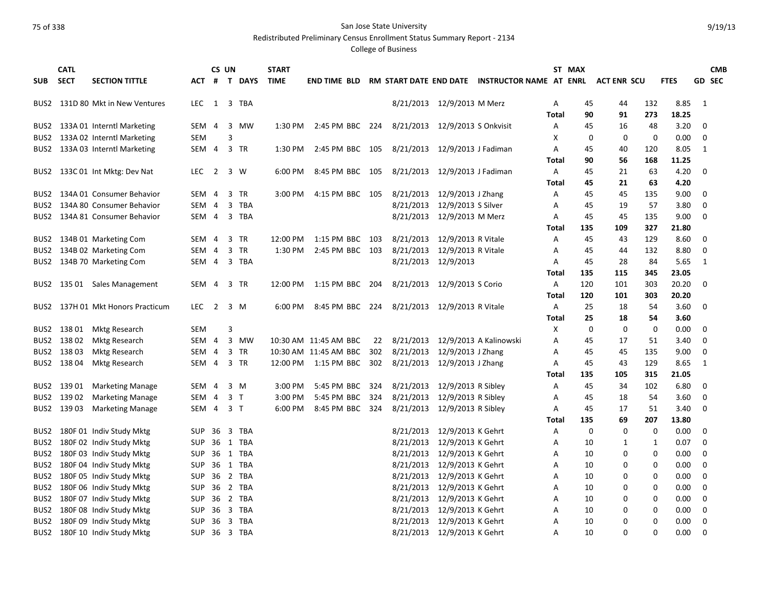San Jose State University

Redistributed Preliminary Census Enrollment Status Summary Report - 2134

College of Business

| SUB | CATL SECT | SECTION TITTLE | ACT | CS # | UN T | DAYS | START TIME | END TIME | BLD | RM | START DATE | END DATE | INSTRUCTOR NAME | ST AT | MAX ENRL | ACT ENR | SCU | FTES | GD | CMB SEC |
|---|---|---|---|---|---|---|---|---|---|---|---|---|---|---|---|---|---|---|---|---|
| BUS2 | 131D 80 | Mkt in New Ventures | LEC | 1 | 3 | TBA | | | | | 8/21/2013 | 12/9/2013 | M Merz | A | 45 | 44 | 132 | 8.85 | 1 | |
| | | | | | | | | | | | | | | Total | 90 | 91 | 273 | 18.25 | | |
| BUS2 | 133A 01 | Interntl Marketing | SEM | 4 | 3 | MW | 1:30 PM | 2:45 PM | BBC | 224 | 8/21/2013 | 12/9/2013 | S Onkvisit | A | 45 | 16 | 48 | 3.20 | 0 | |
| BUS2 | 133A 02 | Interntl Marketing | SEM | | 3 | | | | | | | | | X | 0 | 0 | 0 | 0.00 | 0 | |
| BUS2 | 133A 03 | Interntl Marketing | SEM | 4 | 3 | TR | 1:30 PM | 2:45 PM | BBC | 105 | 8/21/2013 | 12/9/2013 | J Fadiman | A | 45 | 40 | 120 | 8.05 | 1 | |
| | | | | | | | | | | | | | | Total | 90 | 56 | 168 | 11.25 | | |
| BUS2 | 133C 01 | Int Mktg: Dev Nat | LEC | 2 | 3 | W | 6:00 PM | 8:45 PM | BBC | 105 | 8/21/2013 | 12/9/2013 | J Fadiman | A | 45 | 21 | 63 | 4.20 | 0 | |
| | | | | | | | | | | | | | | Total | 45 | 21 | 63 | 4.20 | | |
| BUS2 | 134A 01 | Consumer Behavior | SEM | 4 | 3 | TR | 3:00 PM | 4:15 PM | BBC | 105 | 8/21/2013 | 12/9/2013 | J Zhang | A | 45 | 45 | 135 | 9.00 | 0 | |
| BUS2 | 134A 80 | Consumer Behavior | SEM | 4 | 3 | TBA | | | | | 8/21/2013 | 12/9/2013 | S Silver | A | 45 | 19 | 57 | 3.80 | 0 | |
| BUS2 | 134A 81 | Consumer Behavior | SEM | 4 | 3 | TBA | | | | | 8/21/2013 | 12/9/2013 | M Merz | A | 45 | 45 | 135 | 9.00 | 0 | |
| | | | | | | | | | | | | | | Total | 135 | 109 | 327 | 21.80 | | |
| BUS2 | 134B 01 | Marketing Com | SEM | 4 | 3 | TR | 12:00 PM | 1:15 PM | BBC | 103 | 8/21/2013 | 12/9/2013 | R Vitale | A | 45 | 43 | 129 | 8.60 | 0 | |
| BUS2 | 134B 02 | Marketing Com | SEM | 4 | 3 | TR | 1:30 PM | 2:45 PM | BBC | 103 | 8/21/2013 | 12/9/2013 | R Vitale | A | 45 | 44 | 132 | 8.80 | 0 | |
| BUS2 | 134B 70 | Marketing Com | SEM | 4 | 3 | TBA | | | | | 8/21/2013 | 12/9/2013 | | A | 45 | 28 | 84 | 5.65 | 1 | |
| | | | | | | | | | | | | | | Total | 135 | 115 | 345 | 23.05 | | |
| BUS2 | 135 01 | Sales Management | SEM | 4 | 3 | TR | 12:00 PM | 1:15 PM | BBC | 204 | 8/21/2013 | 12/9/2013 | S Corio | A | 120 | 101 | 303 | 20.20 | 0 | |
| | | | | | | | | | | | | | | Total | 120 | 101 | 303 | 20.20 | | |
| BUS2 | 137H 01 | Mkt Honors Practicum | LEC | 2 | 3 | M | 6:00 PM | 8:45 PM | BBC | 224 | 8/21/2013 | 12/9/2013 | R Vitale | A | 25 | 18 | 54 | 3.60 | 0 | |
| | | | | | | | | | | | | | | Total | 25 | 18 | 54 | 3.60 | | |
| BUS2 | 138 01 | Mktg Research | SEM | | 3 | | | | | | | | | X | 0 | 0 | 0 | 0.00 | 0 | |
| BUS2 | 138 02 | Mktg Research | SEM | 4 | 3 | MW | 10:30 AM | 11:45 AM | BBC | 22 | 8/21/2013 | 12/9/2013 | A Kalinowski | A | 45 | 17 | 51 | 3.40 | 0 | |
| BUS2 | 138 03 | Mktg Research | SEM | 4 | 3 | TR | 10:30 AM | 11:45 AM | BBC | 302 | 8/21/2013 | 12/9/2013 | J Zhang | A | 45 | 45 | 135 | 9.00 | 0 | |
| BUS2 | 138 04 | Mktg Research | SEM | 4 | 3 | TR | 12:00 PM | 1:15 PM | BBC | 302 | 8/21/2013 | 12/9/2013 | J Zhang | A | 45 | 43 | 129 | 8.65 | 1 | |
| | | | | | | | | | | | | | | Total | 135 | 105 | 315 | 21.05 | | |
| BUS2 | 139 01 | Marketing Manage | SEM | 4 | 3 | M | 3:00 PM | 5:45 PM | BBC | 324 | 8/21/2013 | 12/9/2013 | R Sibley | A | 45 | 34 | 102 | 6.80 | 0 | |
| BUS2 | 139 02 | Marketing Manage | SEM | 4 | 3 | T | 3:00 PM | 5:45 PM | BBC | 324 | 8/21/2013 | 12/9/2013 | R Sibley | A | 45 | 18 | 54 | 3.60 | 0 | |
| BUS2 | 139 03 | Marketing Manage | SEM | 4 | 3 | T | 6:00 PM | 8:45 PM | BBC | 324 | 8/21/2013 | 12/9/2013 | R Sibley | A | 45 | 17 | 51 | 3.40 | 0 | |
| | | | | | | | | | | | | | | Total | 135 | 69 | 207 | 13.80 | | |
| BUS2 | 180F 01 | Indiv Study Mktg | SUP | 36 | 3 | TBA | | | | | 8/21/2013 | 12/9/2013 | K Gehrt | A | 0 | 0 | 0 | 0.00 | 0 | |
| BUS2 | 180F 02 | Indiv Study Mktg | SUP | 36 | 1 | TBA | | | | | 8/21/2013 | 12/9/2013 | K Gehrt | A | 10 | 1 | 1 | 0.07 | 0 | |
| BUS2 | 180F 03 | Indiv Study Mktg | SUP | 36 | 1 | TBA | | | | | 8/21/2013 | 12/9/2013 | K Gehrt | A | 10 | 0 | 0 | 0.00 | 0 | |
| BUS2 | 180F 04 | Indiv Study Mktg | SUP | 36 | 1 | TBA | | | | | 8/21/2013 | 12/9/2013 | K Gehrt | A | 10 | 0 | 0 | 0.00 | 0 | |
| BUS2 | 180F 05 | Indiv Study Mktg | SUP | 36 | 2 | TBA | | | | | 8/21/2013 | 12/9/2013 | K Gehrt | A | 10 | 0 | 0 | 0.00 | 0 | |
| BUS2 | 180F 06 | Indiv Study Mktg | SUP | 36 | 2 | TBA | | | | | 8/21/2013 | 12/9/2013 | K Gehrt | A | 10 | 0 | 0 | 0.00 | 0 | |
| BUS2 | 180F 07 | Indiv Study Mktg | SUP | 36 | 2 | TBA | | | | | 8/21/2013 | 12/9/2013 | K Gehrt | A | 10 | 0 | 0 | 0.00 | 0 | |
| BUS2 | 180F 08 | Indiv Study Mktg | SUP | 36 | 3 | TBA | | | | | 8/21/2013 | 12/9/2013 | K Gehrt | A | 10 | 0 | 0 | 0.00 | 0 | |
| BUS2 | 180F 09 | Indiv Study Mktg | SUP | 36 | 3 | TBA | | | | | 8/21/2013 | 12/9/2013 | K Gehrt | A | 10 | 0 | 0 | 0.00 | 0 | |
| BUS2 | 180F 10 | Indiv Study Mktg | SUP | 36 | 3 | TBA | | | | | 8/21/2013 | 12/9/2013 | K Gehrt | A | 10 | 0 | 0 | 0.00 | 0 | |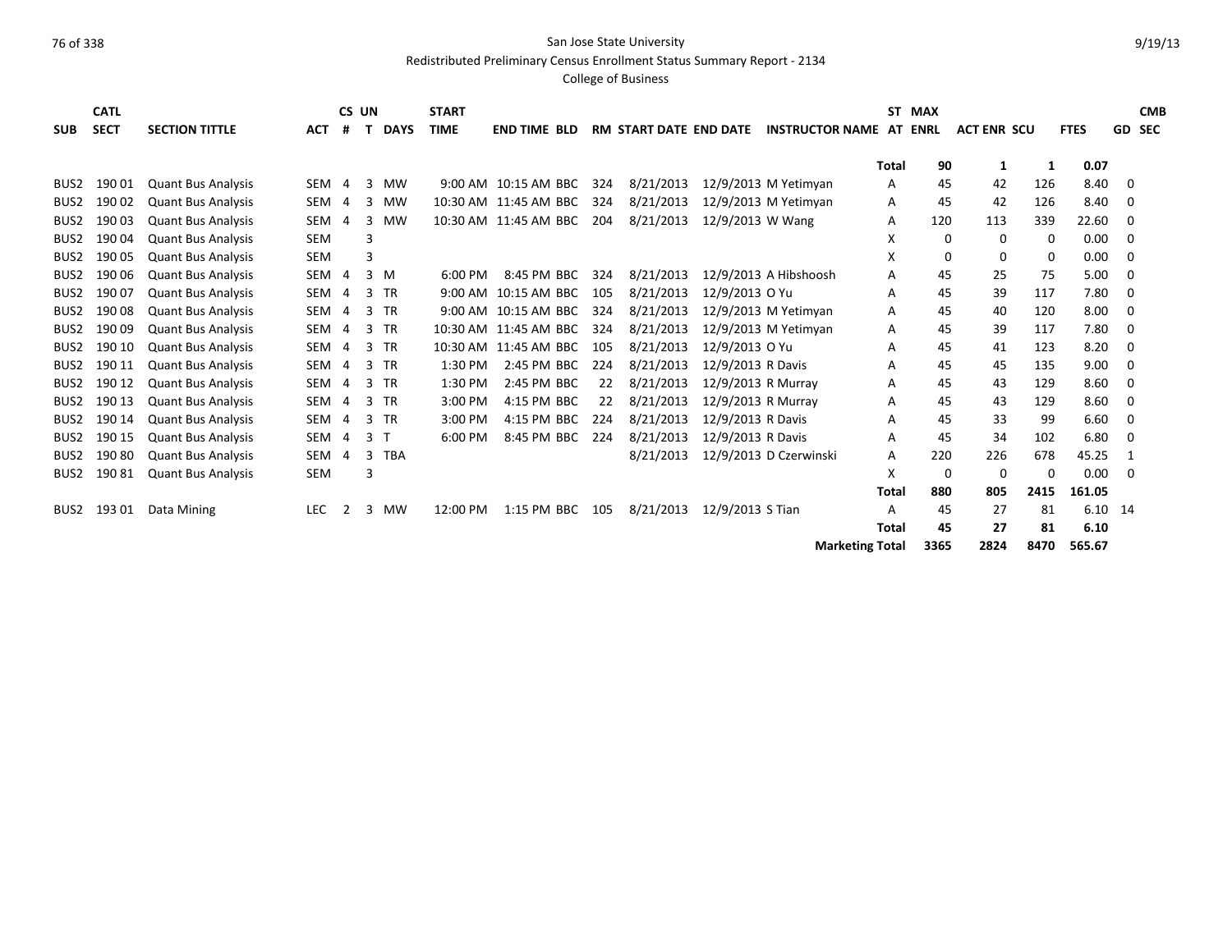San Jose State University

Redistributed Preliminary Census Enrollment Status Summary Report - 2134

College of Business

| SUB | CATL SECT | SECTION TITTLE | ACT | CS # | UN T | DAYS | START TIME | END TIME | BLD | RM | START DATE | END DATE | INSTRUCTOR NAME | ST AT | MAX ENRL | ACT ENR | SCU | FTES | GD | CMB SEC |
|---|---|---|---|---|---|---|---|---|---|---|---|---|---|---|---|---|---|---|---|---|
| | | | | | | | | | | | | | | **Total** | **90** | **1** | **1** | **0.07** | | |
| BUS2 | 190 01 | Quant Bus Analysis | SEM | 4 | 3 | MW | 9:00 AM | 10:15 AM | BBC | 324 | 8/21/2013 | 12/9/2013 | M Yetimyan | A | 45 | 42 | 126 | 8.40 | 0 | |
| BUS2 | 190 02 | Quant Bus Analysis | SEM | 4 | 3 | MW | 10:30 AM | 11:45 AM | BBC | 324 | 8/21/2013 | 12/9/2013 | M Yetimyan | A | 45 | 42 | 126 | 8.40 | 0 | |
| BUS2 | 190 03 | Quant Bus Analysis | SEM | 4 | 3 | MW | 10:30 AM | 11:45 AM | BBC | 204 | 8/21/2013 | 12/9/2013 | W Wang | A | 120 | 113 | 339 | 22.60 | 0 | |
| BUS2 | 190 04 | Quant Bus Analysis | SEM | | 3 | | | | | | | | | X | 0 | 0 | 0 | 0.00 | 0 | |
| BUS2 | 190 05 | Quant Bus Analysis | SEM | | 3 | | | | | | | | | X | 0 | 0 | 0 | 0.00 | 0 | |
| BUS2 | 190 06 | Quant Bus Analysis | SEM | 4 | 3 | M | 6:00 PM | 8:45 PM | BBC | 324 | 8/21/2013 | 12/9/2013 | A Hibshoosh | A | 45 | 25 | 75 | 5.00 | 0 | |
| BUS2 | 190 07 | Quant Bus Analysis | SEM | 4 | 3 | TR | 9:00 AM | 10:15 AM | BBC | 105 | 8/21/2013 | 12/9/2013 | O Yu | A | 45 | 39 | 117 | 7.80 | 0 | |
| BUS2 | 190 08 | Quant Bus Analysis | SEM | 4 | 3 | TR | 9:00 AM | 10:15 AM | BBC | 324 | 8/21/2013 | 12/9/2013 | M Yetimyan | A | 45 | 40 | 120 | 8.00 | 0 | |
| BUS2 | 190 09 | Quant Bus Analysis | SEM | 4 | 3 | TR | 10:30 AM | 11:45 AM | BBC | 324 | 8/21/2013 | 12/9/2013 | M Yetimyan | A | 45 | 39 | 117 | 7.80 | 0 | |
| BUS2 | 190 10 | Quant Bus Analysis | SEM | 4 | 3 | TR | 10:30 AM | 11:45 AM | BBC | 105 | 8/21/2013 | 12/9/2013 | O Yu | A | 45 | 41 | 123 | 8.20 | 0 | |
| BUS2 | 190 11 | Quant Bus Analysis | SEM | 4 | 3 | TR | 1:30 PM | 2:45 PM | BBC | 224 | 8/21/2013 | 12/9/2013 | R Davis | A | 45 | 45 | 135 | 9.00 | 0 | |
| BUS2 | 190 12 | Quant Bus Analysis | SEM | 4 | 3 | TR | 1:30 PM | 2:45 PM | BBC | 22 | 8/21/2013 | 12/9/2013 | R Murray | A | 45 | 43 | 129 | 8.60 | 0 | |
| BUS2 | 190 13 | Quant Bus Analysis | SEM | 4 | 3 | TR | 3:00 PM | 4:15 PM | BBC | 22 | 8/21/2013 | 12/9/2013 | R Murray | A | 45 | 43 | 129 | 8.60 | 0 | |
| BUS2 | 190 14 | Quant Bus Analysis | SEM | 4 | 3 | TR | 3:00 PM | 4:15 PM | BBC | 224 | 8/21/2013 | 12/9/2013 | R Davis | A | 45 | 33 | 99 | 6.60 | 0 | |
| BUS2 | 190 15 | Quant Bus Analysis | SEM | 4 | 3 | T | 6:00 PM | 8:45 PM | BBC | 224 | 8/21/2013 | 12/9/2013 | R Davis | A | 45 | 34 | 102 | 6.80 | 0 | |
| BUS2 | 190 80 | Quant Bus Analysis | SEM | 4 | 3 | TBA | | | | | 8/21/2013 | 12/9/2013 | D Czerwinski | A | 220 | 226 | 678 | 45.25 | 1 | |
| BUS2 | 190 81 | Quant Bus Analysis | SEM | | 3 | | | | | | | | | X | 0 | 0 | 0 | 0.00 | 0 | |
| | | | | | | | | | | | | | | **Total** | **880** | **805** | **2415** | **161.05** | | |
| BUS2 | 193 01 | Data Mining | LEC | 2 | 3 | MW | 12:00 PM | 1:15 PM | BBC | 105 | 8/21/2013 | 12/9/2013 | S Tian | A | 45 | 27 | 81 | 6.10 | 14 | |
| | | | | | | | | | | | | | | **Total** | **45** | **27** | **81** | **6.10** | | |
| | | | | | | | | | | | | | **Marketing Total** | | **3365** | **2824** | **8470** | **565.67** | | |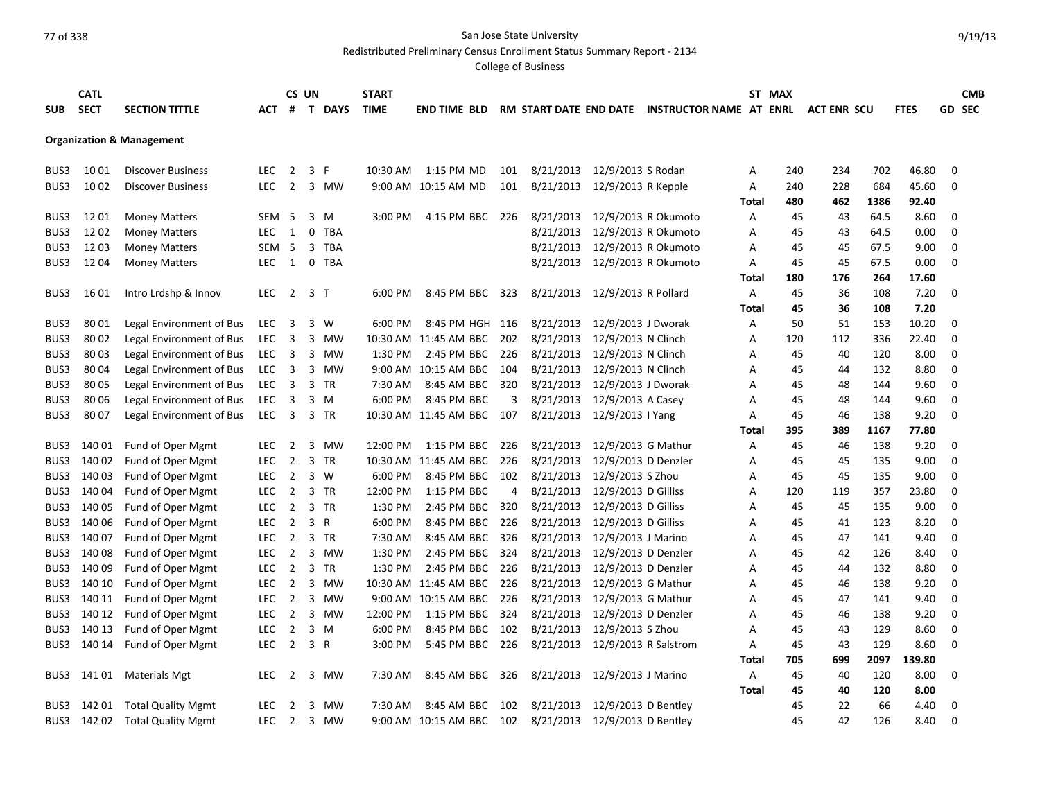San Jose State University

Redistributed Preliminary Census Enrollment Status Summary Report - 2134

College of Business

| SUB | CATL SECT | SECTION TITTLE | ACT | CS # | UN T | DAYS | START TIME | END TIME | BLD | RM | START DATE | END DATE | INSTRUCTOR NAME | ST AT | MAX ENRL | ACT ENR | SCU | FTES | GD | CMB SEC |
|---|---|---|---|---|---|---|---|---|---|---|---|---|---|---|---|---|---|---|---|---|
| **Organization & Management** | | | | | | | | | | | | | | | | | | | | |
| BUS3 | 10 01 | Discover Business | LEC | 2 | 3 | F | 10:30 AM | 1:15 PM | MD | 101 | 8/21/2013 | 12/9/2013 | S Rodan | A | 240 | 234 | 702 | 46.80 | 0 | |
| BUS3 | 10 02 | Discover Business | LEC | 2 | 3 | MW | 9:00 AM | 10:15 AM | MD | 101 | 8/21/2013 | 12/9/2013 | R Kepple | A | 240 | 228 | 684 | 45.60 | 0 | |
| | | | | | | | | | | | | | | **Total** | **480** | **462** | **1386** | **92.40** | | |
| BUS3 | 12 01 | Money Matters | SEM | 5 | 3 | M | 3:00 PM | 4:15 PM | BBC | 226 | 8/21/2013 | 12/9/2013 | R Okumoto | A | 45 | 43 | 64.5 | 8.60 | 0 | |
| BUS3 | 12 02 | Money Matters | LEC | 1 | 0 | TBA | | | | | 8/21/2013 | 12/9/2013 | R Okumoto | A | 45 | 43 | 64.5 | 0.00 | 0 | |
| BUS3 | 12 03 | Money Matters | SEM | 5 | 3 | TBA | | | | | 8/21/2013 | 12/9/2013 | R Okumoto | A | 45 | 45 | 67.5 | 9.00 | 0 | |
| BUS3 | 12 04 | Money Matters | LEC | 1 | 0 | TBA | | | | | 8/21/2013 | 12/9/2013 | R Okumoto | A | 45 | 45 | 67.5 | 0.00 | 0 | |
| | | | | | | | | | | | | | | **Total** | **180** | **176** | **264** | **17.60** | | |
| BUS3 | 16 01 | Intro Lrdshp & Innov | LEC | 2 | 3 | T | 6:00 PM | 8:45 PM | BBC | 323 | 8/21/2013 | 12/9/2013 | R Pollard | A | 45 | 36 | 108 | 7.20 | 0 | |
| | | | | | | | | | | | | | | **Total** | **45** | **36** | **108** | **7.20** | | |
| BUS3 | 80 01 | Legal Environment of Bus | LEC | 3 | 3 | W | 6:00 PM | 8:45 PM | HGH | 116 | 8/21/2013 | 12/9/2013 | J Dworak | A | 50 | 51 | 153 | 10.20 | 0 | |
| BUS3 | 80 02 | Legal Environment of Bus | LEC | 3 | 3 | MW | 10:30 AM | 11:45 AM | BBC | 202 | 8/21/2013 | 12/9/2013 | N Clinch | A | 120 | 112 | 336 | 22.40 | 0 | |
| BUS3 | 80 03 | Legal Environment of Bus | LEC | 3 | 3 | MW | 1:30 PM | 2:45 PM | BBC | 226 | 8/21/2013 | 12/9/2013 | N Clinch | A | 45 | 40 | 120 | 8.00 | 0 | |
| BUS3 | 80 04 | Legal Environment of Bus | LEC | 3 | 3 | MW | 9:00 AM | 10:15 AM | BBC | 104 | 8/21/2013 | 12/9/2013 | N Clinch | A | 45 | 44 | 132 | 8.80 | 0 | |
| BUS3 | 80 05 | Legal Environment of Bus | LEC | 3 | 3 | TR | 7:30 AM | 8:45 AM | BBC | 320 | 8/21/2013 | 12/9/2013 | J Dworak | A | 45 | 48 | 144 | 9.60 | 0 | |
| BUS3 | 80 06 | Legal Environment of Bus | LEC | 3 | 3 | M | 6:00 PM | 8:45 PM | BBC | 3 | 8/21/2013 | 12/9/2013 | A Casey | A | 45 | 48 | 144 | 9.60 | 0 | |
| BUS3 | 80 07 | Legal Environment of Bus | LEC | 3 | 3 | TR | 10:30 AM | 11:45 AM | BBC | 107 | 8/21/2013 | 12/9/2013 | I Yang | A | 45 | 46 | 138 | 9.20 | 0 | |
| | | | | | | | | | | | | | | **Total** | **395** | **389** | **1167** | **77.80** | | |
| BUS3 | 140 01 | Fund of Oper Mgmt | LEC | 2 | 3 | MW | 12:00 PM | 1:15 PM | BBC | 226 | 8/21/2013 | 12/9/2013 | G Mathur | A | 45 | 46 | 138 | 9.20 | 0 | |
| BUS3 | 140 02 | Fund of Oper Mgmt | LEC | 2 | 3 | TR | 10:30 AM | 11:45 AM | BBC | 226 | 8/21/2013 | 12/9/2013 | D Denzler | A | 45 | 45 | 135 | 9.00 | 0 | |
| BUS3 | 140 03 | Fund of Oper Mgmt | LEC | 2 | 3 | W | 6:00 PM | 8:45 PM | BBC | 102 | 8/21/2013 | 12/9/2013 | S Zhou | A | 45 | 45 | 135 | 9.00 | 0 | |
| BUS3 | 140 04 | Fund of Oper Mgmt | LEC | 2 | 3 | TR | 12:00 PM | 1:15 PM | BBC | 4 | 8/21/2013 | 12/9/2013 | D Gilliss | A | 120 | 119 | 357 | 23.80 | 0 | |
| BUS3 | 140 05 | Fund of Oper Mgmt | LEC | 2 | 3 | TR | 1:30 PM | 2:45 PM | BBC | 320 | 8/21/2013 | 12/9/2013 | D Gilliss | A | 45 | 45 | 135 | 9.00 | 0 | |
| BUS3 | 140 06 | Fund of Oper Mgmt | LEC | 2 | 3 | R | 6:00 PM | 8:45 PM | BBC | 226 | 8/21/2013 | 12/9/2013 | D Gilliss | A | 45 | 41 | 123 | 8.20 | 0 | |
| BUS3 | 140 07 | Fund of Oper Mgmt | LEC | 2 | 3 | TR | 7:30 AM | 8:45 AM | BBC | 326 | 8/21/2013 | 12/9/2013 | J Marino | A | 45 | 47 | 141 | 9.40 | 0 | |
| BUS3 | 140 08 | Fund of Oper Mgmt | LEC | 2 | 3 | MW | 1:30 PM | 2:45 PM | BBC | 324 | 8/21/2013 | 12/9/2013 | D Denzler | A | 45 | 42 | 126 | 8.40 | 0 | |
| BUS3 | 140 09 | Fund of Oper Mgmt | LEC | 2 | 3 | TR | 1:30 PM | 2:45 PM | BBC | 226 | 8/21/2013 | 12/9/2013 | D Denzler | A | 45 | 44 | 132 | 8.80 | 0 | |
| BUS3 | 140 10 | Fund of Oper Mgmt | LEC | 2 | 3 | MW | 10:30 AM | 11:45 AM | BBC | 226 | 8/21/2013 | 12/9/2013 | G Mathur | A | 45 | 46 | 138 | 9.20 | 0 | |
| BUS3 | 140 11 | Fund of Oper Mgmt | LEC | 2 | 3 | MW | 9:00 AM | 10:15 AM | BBC | 226 | 8/21/2013 | 12/9/2013 | G Mathur | A | 45 | 47 | 141 | 9.40 | 0 | |
| BUS3 | 140 12 | Fund of Oper Mgmt | LEC | 2 | 3 | MW | 12:00 PM | 1:15 PM | BBC | 324 | 8/21/2013 | 12/9/2013 | D Denzler | A | 45 | 46 | 138 | 9.20 | 0 | |
| BUS3 | 140 13 | Fund of Oper Mgmt | LEC | 2 | 3 | M | 6:00 PM | 8:45 PM | BBC | 102 | 8/21/2013 | 12/9/2013 | S Zhou | A | 45 | 43 | 129 | 8.60 | 0 | |
| BUS3 | 140 14 | Fund of Oper Mgmt | LEC | 2 | 3 | R | 3:00 PM | 5:45 PM | BBC | 226 | 8/21/2013 | 12/9/2013 | R Salstrom | A | 45 | 43 | 129 | 8.60 | 0 | |
| | | | | | | | | | | | | | | **Total** | **705** | **699** | **2097** | **139.80** | | |
| BUS3 | 141 01 | Materials Mgt | LEC | 2 | 3 | MW | 7:30 AM | 8:45 AM | BBC | 326 | 8/21/2013 | 12/9/2013 | J Marino | A | 45 | 40 | 120 | 8.00 | 0 | |
| | | | | | | | | | | | | | | **Total** | **45** | **40** | **120** | **8.00** | | |
| BUS3 | 142 01 | Total Quality Mgmt | LEC | 2 | 3 | MW | 7:30 AM | 8:45 AM | BBC | 102 | 8/21/2013 | 12/9/2013 | D Bentley | | 45 | 22 | 66 | 4.40 | 0 | |
| BUS3 | 142 02 | Total Quality Mgmt | LEC | 2 | 3 | MW | 9:00 AM | 10:15 AM | BBC | 102 | 8/21/2013 | 12/9/2013 | D Bentley | | 45 | 42 | 126 | 8.40 | 0 | |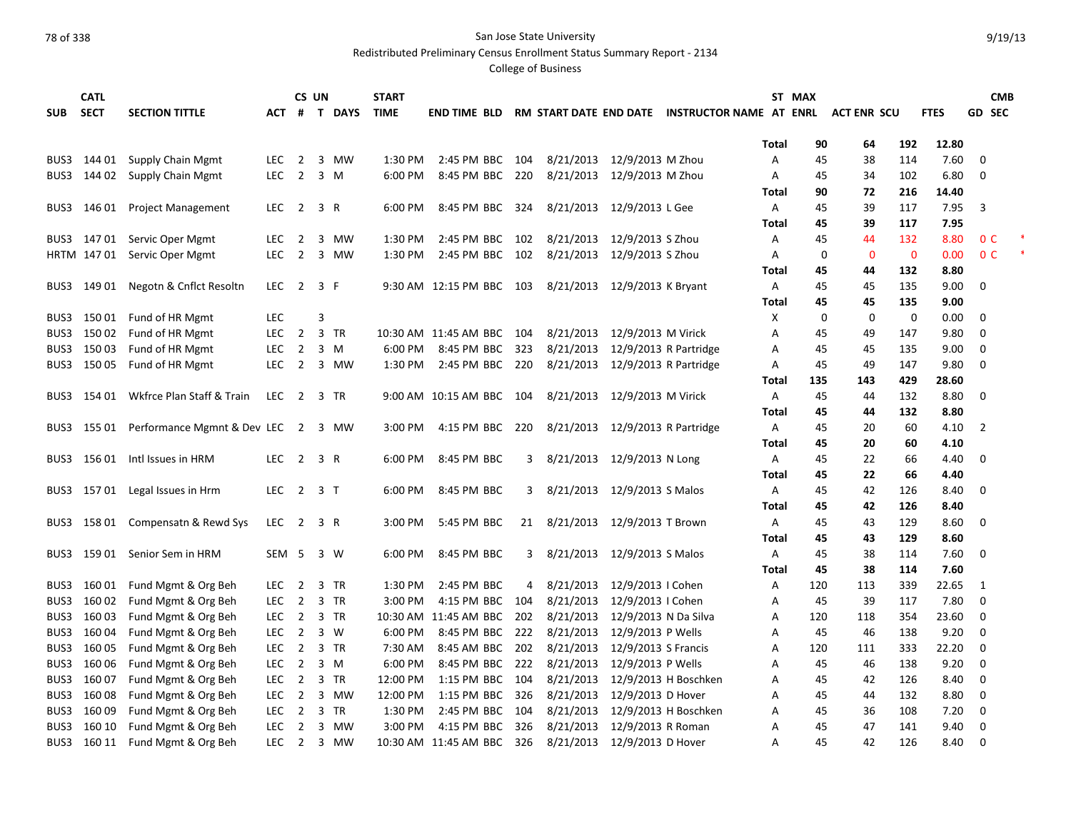San Jose State University

Redistributed Preliminary Census Enrollment Status Summary Report - 2134

College of Business

| SUB | CATL SECT | SECTION TITTLE | ACT | CS # | UN T | DAYS | START TIME | END TIME | BLD | RM | START DATE | END DATE | INSTRUCTOR NAME | ST AT | MAX ENRL | ACT ENR | SCU | FTES | GD | CMB SEC |
|---|---|---|---|---|---|---|---|---|---|---|---|---|---|---|---|---|---|---|---|---|
| | | | | | | | | | | | | | | **Total** | **90** | **64** | **192** | **12.80** | | |
| BUS3 | 144 01 | Supply Chain Mgmt | LEC | 2 | 3 | MW | 1:30 PM | 2:45 PM | BBC | 104 | 8/21/2013 | 12/9/2013 | M Zhou | A | 45 | 38 | 114 | 7.60 | 0 | |
| BUS3 | 144 02 | Supply Chain Mgmt | LEC | 2 | 3 | M | 6:00 PM | 8:45 PM | BBC | 220 | 8/21/2013 | 12/9/2013 | M Zhou | A | 45 | 34 | 102 | 6.80 | 0 | |
| | | | | | | | | | | | | | | **Total** | **90** | **72** | **216** | **14.40** | | |
| BUS3 | 146 01 | Project Management | LEC | 2 | 3 | R | 6:00 PM | 8:45 PM | BBC | 324 | 8/21/2013 | 12/9/2013 | L Gee | A | 45 | 39 | 117 | 7.95 | 3 | |
| | | | | | | | | | | | | | | **Total** | **45** | **39** | **117** | **7.95** | | |
| BUS3 | 147 01 | Servic Oper Mgmt | LEC | 2 | 3 | MW | 1:30 PM | 2:45 PM | BBC | 102 | 8/21/2013 | 12/9/2013 | S Zhou | A | 45 | 44 | 132 | 8.80 | 0 | C * |
| HRTM | 147 01 | Servic Oper Mgmt | LEC | 2 | 3 | MW | 1:30 PM | 2:45 PM | BBC | 102 | 8/21/2013 | 12/9/2013 | S Zhou | A | 0 | 0 | 0 | 0.00 | 0 | C * |
| | | | | | | | | | | | | | | **Total** | **45** | **44** | **132** | **8.80** | | |
| BUS3 | 149 01 | Negotn & Cnflct Resoltn | LEC | 2 | 3 | F | 9:30 AM | 12:15 PM | BBC | 103 | 8/21/2013 | 12/9/2013 | K Bryant | A | 45 | 45 | 135 | 9.00 | 0 | |
| | | | | | | | | | | | | | | **Total** | **45** | **45** | **135** | **9.00** | | |
| BUS3 | 150 01 | Fund of HR Mgmt | LEC | | 3 | | | | | | | | | X | 0 | 0 | 0 | 0.00 | 0 | |
| BUS3 | 150 02 | Fund of HR Mgmt | LEC | 2 | 3 | TR | 10:30 AM | 11:45 AM | BBC | 104 | 8/21/2013 | 12/9/2013 | M Virick | A | 45 | 49 | 147 | 9.80 | 0 | |
| BUS3 | 150 03 | Fund of HR Mgmt | LEC | 2 | 3 | M | 6:00 PM | 8:45 PM | BBC | 323 | 8/21/2013 | 12/9/2013 | R Partridge | A | 45 | 45 | 135 | 9.00 | 0 | |
| BUS3 | 150 05 | Fund of HR Mgmt | LEC | 2 | 3 | MW | 1:30 PM | 2:45 PM | BBC | 220 | 8/21/2013 | 12/9/2013 | R Partridge | A | 45 | 49 | 147 | 9.80 | 0 | |
| | | | | | | | | | | | | | | **Total** | **135** | **143** | **429** | **28.60** | | |
| BUS3 | 154 01 | Wkfrce Plan Staff & Train | LEC | 2 | 3 | TR | 9:00 AM | 10:15 AM | BBC | 104 | 8/21/2013 | 12/9/2013 | M Virick | A | 45 | 44 | 132 | 8.80 | 0 | |
| | | | | | | | | | | | | | | **Total** | **45** | **44** | **132** | **8.80** | | |
| BUS3 | 155 01 | Performance Mgmnt & Dev | LEC | 2 | 3 | MW | 3:00 PM | 4:15 PM | BBC | 220 | 8/21/2013 | 12/9/2013 | R Partridge | A | 45 | 20 | 60 | 4.10 | 2 | |
| | | | | | | | | | | | | | | **Total** | **45** | **20** | **60** | **4.10** | | |
| BUS3 | 156 01 | Intl Issues in HRM | LEC | 2 | 3 | R | 6:00 PM | 8:45 PM | BBC | 3 | 8/21/2013 | 12/9/2013 | N Long | A | 45 | 22 | 66 | 4.40 | 0 | |
| | | | | | | | | | | | | | | **Total** | **45** | **22** | **66** | **4.40** | | |
| BUS3 | 157 01 | Legal Issues in Hrm | LEC | 2 | 3 | T | 6:00 PM | 8:45 PM | BBC | 3 | 8/21/2013 | 12/9/2013 | S Malos | A | 45 | 42 | 126 | 8.40 | 0 | |
| | | | | | | | | | | | | | | **Total** | **45** | **42** | **126** | **8.40** | | |
| BUS3 | 158 01 | Compensatn & Rewd Sys | LEC | 2 | 3 | R | 3:00 PM | 5:45 PM | BBC | 21 | 8/21/2013 | 12/9/2013 | T Brown | A | 45 | 43 | 129 | 8.60 | 0 | |
| | | | | | | | | | | | | | | **Total** | **45** | **43** | **129** | **8.60** | | |
| BUS3 | 159 01 | Senior Sem in HRM | SEM | 5 | 3 | W | 6:00 PM | 8:45 PM | BBC | 3 | 8/21/2013 | 12/9/2013 | S Malos | A | 45 | 38 | 114 | 7.60 | 0 | |
| | | | | | | | | | | | | | | **Total** | **45** | **38** | **114** | **7.60** | | |
| BUS3 | 160 01 | Fund Mgmt & Org Beh | LEC | 2 | 3 | TR | 1:30 PM | 2:45 PM | BBC | 4 | 8/21/2013 | 12/9/2013 | I Cohen | A | 120 | 113 | 339 | 22.65 | 1 | |
| BUS3 | 160 02 | Fund Mgmt & Org Beh | LEC | 2 | 3 | TR | 3:00 PM | 4:15 PM | BBC | 104 | 8/21/2013 | 12/9/2013 | I Cohen | A | 45 | 39 | 117 | 7.80 | 0 | |
| BUS3 | 160 03 | Fund Mgmt & Org Beh | LEC | 2 | 3 | TR | 10:30 AM | 11:45 AM | BBC | 202 | 8/21/2013 | 12/9/2013 | N Da Silva | A | 120 | 118 | 354 | 23.60 | 0 | |
| BUS3 | 160 04 | Fund Mgmt & Org Beh | LEC | 2 | 3 | W | 6:00 PM | 8:45 PM | BBC | 222 | 8/21/2013 | 12/9/2013 | P Wells | A | 45 | 46 | 138 | 9.20 | 0 | |
| BUS3 | 160 05 | Fund Mgmt & Org Beh | LEC | 2 | 3 | TR | 7:30 AM | 8:45 AM | BBC | 202 | 8/21/2013 | 12/9/2013 | S Francis | A | 120 | 111 | 333 | 22.20 | 0 | |
| BUS3 | 160 06 | Fund Mgmt & Org Beh | LEC | 2 | 3 | M | 6:00 PM | 8:45 PM | BBC | 222 | 8/21/2013 | 12/9/2013 | P Wells | A | 45 | 46 | 138 | 9.20 | 0 | |
| BUS3 | 160 07 | Fund Mgmt & Org Beh | LEC | 2 | 3 | TR | 12:00 PM | 1:15 PM | BBC | 104 | 8/21/2013 | 12/9/2013 | H Boschken | A | 45 | 42 | 126 | 8.40 | 0 | |
| BUS3 | 160 08 | Fund Mgmt & Org Beh | LEC | 2 | 3 | MW | 12:00 PM | 1:15 PM | BBC | 326 | 8/21/2013 | 12/9/2013 | D Hover | A | 45 | 44 | 132 | 8.80 | 0 | |
| BUS3 | 160 09 | Fund Mgmt & Org Beh | LEC | 2 | 3 | TR | 1:30 PM | 2:45 PM | BBC | 104 | 8/21/2013 | 12/9/2013 | H Boschken | A | 45 | 36 | 108 | 7.20 | 0 | |
| BUS3 | 160 10 | Fund Mgmt & Org Beh | LEC | 2 | 3 | MW | 3:00 PM | 4:15 PM | BBC | 326 | 8/21/2013 | 12/9/2013 | R Roman | A | 45 | 47 | 141 | 9.40 | 0 | |
| BUS3 | 160 11 | Fund Mgmt & Org Beh | LEC | 2 | 3 | MW | 10:30 AM | 11:45 AM | BBC | 326 | 8/21/2013 | 12/9/2013 | D Hover | A | 45 | 42 | 126 | 8.40 | 0 | |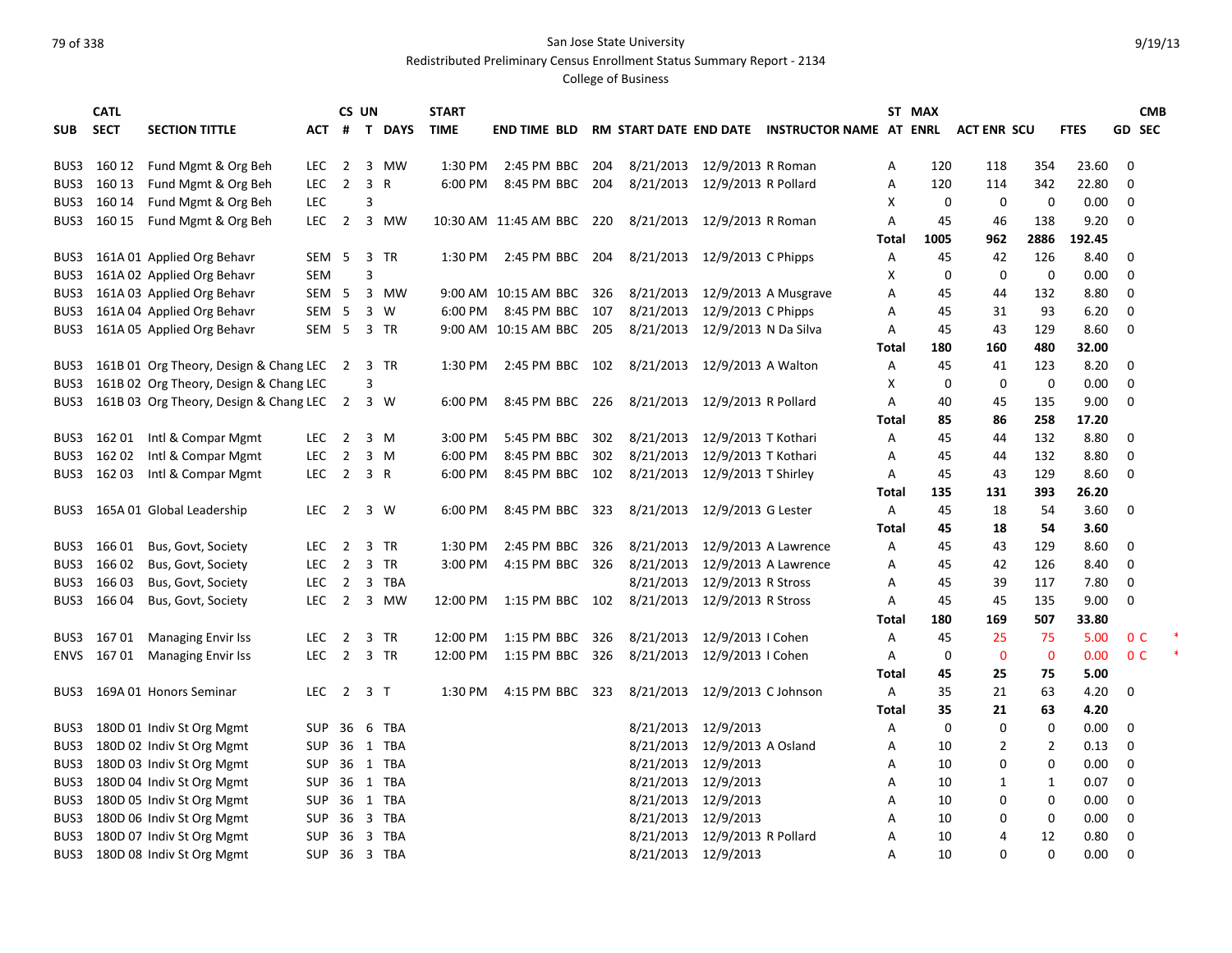San Jose State University

Redistributed Preliminary Census Enrollment Status Summary Report - 2134

College of Business

| SUB | CATL SECT | SECTION TITTLE | ACT | CS # | UN T | DAYS | START TIME | END TIME | BLD | RM | START DATE | END DATE | INSTRUCTOR NAME | ST AT | MAX ENRL | ACT ENR | SCU | FTES | GD | CMB SEC |
|---|---|---|---|---|---|---|---|---|---|---|---|---|---|---|---|---|---|---|---|---|
| BUS3 | 160 12 | Fund Mgmt & Org Beh | LEC | 2 | 3 | MW | 1:30 PM | 2:45 PM | BBC | 204 | 8/21/2013 | 12/9/2013 | R Roman | A | 120 | 118 | 354 | 23.60 | 0 | |
| BUS3 | 160 13 | Fund Mgmt & Org Beh | LEC | 2 | 3 | R | 6:00 PM | 8:45 PM | BBC | 204 | 8/21/2013 | 12/9/2013 | R Pollard | A | 120 | 114 | 342 | 22.80 | 0 | |
| BUS3 | 160 14 | Fund Mgmt & Org Beh | LEC | | 3 | | | | | | | | | X | 0 | 0 | 0 | 0.00 | 0 | |
| BUS3 | 160 15 | Fund Mgmt & Org Beh | LEC | 2 | 3 | MW | 10:30 AM | 11:45 AM | BBC | 220 | 8/21/2013 | 12/9/2013 | R Roman | A | 45 | 46 | 138 | 9.20 | 0 | |
| | | | | | | | | | | | | | | **Total** | **1005** | **962** | **2886** | **192.45** | | |
| BUS3 | 161A 01 | Applied Org Behavr | SEM | 5 | 3 | TR | 1:30 PM | 2:45 PM | BBC | 204 | 8/21/2013 | 12/9/2013 | C Phipps | A | 45 | 42 | 126 | 8.40 | 0 | |
| BUS3 | 161A 02 | Applied Org Behavr | SEM | | 3 | | | | | | | | | X | 0 | 0 | 0 | 0.00 | 0 | |
| BUS3 | 161A 03 | Applied Org Behavr | SEM | 5 | 3 | MW | 9:00 AM | 10:15 AM | BBC | 326 | 8/21/2013 | 12/9/2013 | A Musgrave | A | 45 | 44 | 132 | 8.80 | 0 | |
| BUS3 | 161A 04 | Applied Org Behavr | SEM | 5 | 3 | W | 6:00 PM | 8:45 PM | BBC | 107 | 8/21/2013 | 12/9/2013 | C Phipps | A | 45 | 31 | 93 | 6.20 | 0 | |
| BUS3 | 161A 05 | Applied Org Behavr | SEM | 5 | 3 | TR | 9:00 AM | 10:15 AM | BBC | 205 | 8/21/2013 | 12/9/2013 | N Da Silva | A | 45 | 43 | 129 | 8.60 | 0 | |
| | | | | | | | | | | | | | | **Total** | **180** | **160** | **480** | **32.00** | | |
| BUS3 | 161B 01 | Org Theory, Design & Chang | LEC | 2 | 3 | TR | 1:30 PM | 2:45 PM | BBC | 102 | 8/21/2013 | 12/9/2013 | A Walton | A | 45 | 41 | 123 | 8.20 | 0 | |
| BUS3 | 161B 02 | Org Theory, Design & Chang | LEC | | 3 | | | | | | | | | X | 0 | 0 | 0 | 0.00 | 0 | |
| BUS3 | 161B 03 | Org Theory, Design & Chang | LEC | 2 | 3 | W | 6:00 PM | 8:45 PM | BBC | 226 | 8/21/2013 | 12/9/2013 | R Pollard | A | 40 | 45 | 135 | 9.00 | 0 | |
| | | | | | | | | | | | | | | **Total** | **85** | **86** | **258** | **17.20** | | |
| BUS3 | 162 01 | Intl & Compar Mgmt | LEC | 2 | 3 | M | 3:00 PM | 5:45 PM | BBC | 302 | 8/21/2013 | 12/9/2013 | T Kothari | A | 45 | 44 | 132 | 8.80 | 0 | |
| BUS3 | 162 02 | Intl & Compar Mgmt | LEC | 2 | 3 | M | 6:00 PM | 8:45 PM | BBC | 302 | 8/21/2013 | 12/9/2013 | T Kothari | A | 45 | 44 | 132 | 8.80 | 0 | |
| BUS3 | 162 03 | Intl & Compar Mgmt | LEC | 2 | 3 | R | 6:00 PM | 8:45 PM | BBC | 102 | 8/21/2013 | 12/9/2013 | T Shirley | A | 45 | 43 | 129 | 8.60 | 0 | |
| | | | | | | | | | | | | | | **Total** | **135** | **131** | **393** | **26.20** | | |
| BUS3 | 165A 01 | Global Leadership | LEC | 2 | 3 | W | 6:00 PM | 8:45 PM | BBC | 323 | 8/21/2013 | 12/9/2013 | G Lester | A | 45 | 18 | 54 | 3.60 | 0 | |
| | | | | | | | | | | | | | | **Total** | **45** | **18** | **54** | **3.60** | | |
| BUS3 | 166 01 | Bus, Govt, Society | LEC | 2 | 3 | TR | 1:30 PM | 2:45 PM | BBC | 326 | 8/21/2013 | 12/9/2013 | A Lawrence | A | 45 | 43 | 129 | 8.60 | 0 | |
| BUS3 | 166 02 | Bus, Govt, Society | LEC | 2 | 3 | TR | 3:00 PM | 4:15 PM | BBC | 326 | 8/21/2013 | 12/9/2013 | A Lawrence | A | 45 | 42 | 126 | 8.40 | 0 | |
| BUS3 | 166 03 | Bus, Govt, Society | LEC | 2 | 3 | TBA | | | | | 8/21/2013 | 12/9/2013 | R Stross | A | 45 | 39 | 117 | 7.80 | 0 | |
| BUS3 | 166 04 | Bus, Govt, Society | LEC | 2 | 3 | MW | 12:00 PM | 1:15 PM | BBC | 102 | 8/21/2013 | 12/9/2013 | R Stross | A | 45 | 45 | 135 | 9.00 | 0 | |
| | | | | | | | | | | | | | | **Total** | **180** | **169** | **507** | **33.80** | | |
| BUS3 | 167 01 | Managing Envir Iss | LEC | 2 | 3 | TR | 12:00 PM | 1:15 PM | BBC | 326 | 8/21/2013 | 12/9/2013 | I Cohen | A | 45 | 25 | 75 | 5.00 | 0 | C * |
| ENVS | 167 01 | Managing Envir Iss | LEC | 2 | 3 | TR | 12:00 PM | 1:15 PM | BBC | 326 | 8/21/2013 | 12/9/2013 | I Cohen | A | 0 | 0 | 0 | 0.00 | 0 | C * |
| | | | | | | | | | | | | | | **Total** | **45** | **25** | **75** | **5.00** | | |
| BUS3 | 169A 01 | Honors Seminar | LEC | 2 | 3 | T | 1:30 PM | 4:15 PM | BBC | 323 | 8/21/2013 | 12/9/2013 | C Johnson | A | 35 | 21 | 63 | 4.20 | 0 | |
| | | | | | | | | | | | | | | **Total** | **35** | **21** | **63** | **4.20** | | |
| BUS3 | 180D 01 | Indiv St Org Mgmt | SUP | 36 | 6 | TBA | | | | | 8/21/2013 | 12/9/2013 | | A | 0 | 0 | 0 | 0.00 | 0 | |
| BUS3 | 180D 02 | Indiv St Org Mgmt | SUP | 36 | 1 | TBA | | | | | 8/21/2013 | 12/9/2013 | A Osland | A | 10 | 2 | 2 | 0.13 | 0 | |
| BUS3 | 180D 03 | Indiv St Org Mgmt | SUP | 36 | 1 | TBA | | | | | 8/21/2013 | 12/9/2013 | | A | 10 | 0 | 0 | 0.00 | 0 | |
| BUS3 | 180D 04 | Indiv St Org Mgmt | SUP | 36 | 1 | TBA | | | | | 8/21/2013 | 12/9/2013 | | A | 10 | 1 | 1 | 0.07 | 0 | |
| BUS3 | 180D 05 | Indiv St Org Mgmt | SUP | 36 | 1 | TBA | | | | | 8/21/2013 | 12/9/2013 | | A | 10 | 0 | 0 | 0.00 | 0 | |
| BUS3 | 180D 06 | Indiv St Org Mgmt | SUP | 36 | 3 | TBA | | | | | 8/21/2013 | 12/9/2013 | | A | 10 | 0 | 0 | 0.00 | 0 | |
| BUS3 | 180D 07 | Indiv St Org Mgmt | SUP | 36 | 3 | TBA | | | | | 8/21/2013 | 12/9/2013 | R Pollard | A | 10 | 4 | 12 | 0.80 | 0 | |
| BUS3 | 180D 08 | Indiv St Org Mgmt | SUP | 36 | 3 | TBA | | | | | 8/21/2013 | 12/9/2013 | | A | 10 | 0 | 0 | 0.00 | 0 | |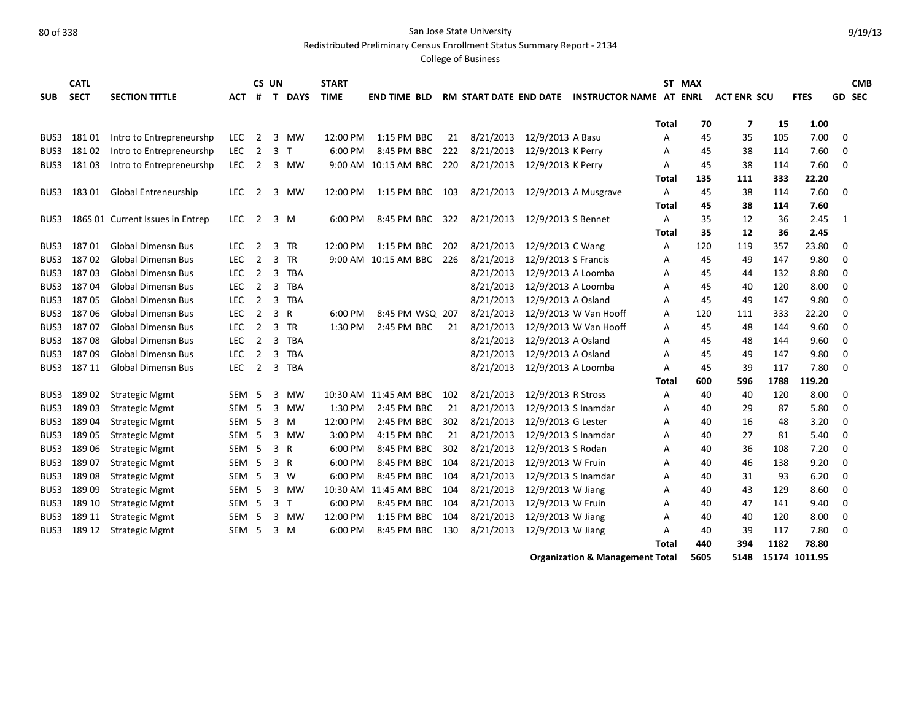San Jose State University
Redistributed Preliminary Census Enrollment Status Summary Report - 2134
College of Business

| SUB | CATL SECT | SECTION TITTLE | ACT | CS # | UN T | DAYS | START TIME | END TIME | BLD | RM | START DATE | END DATE | INSTRUCTOR NAME | ST AT | MAX ENRL | ACT ENR | SCU | FTES | GD | CMB SEC |
|---|---|---|---|---|---|---|---|---|---|---|---|---|---|---|---|---|---|---|---|---|
| | | | | | | | | | | | | | | **Total** | **70** | **7** | **15** | **1.00** | | |
| BUS3 | 181 01 | Intro to Entrepreneurshp | LEC | 2 | 3 | MW | 12:00 PM | 1:15 PM | BBC | 21 | 8/21/2013 | 12/9/2013 | A Basu | A | 45 | 35 | 105 | 7.00 | 0 | |
| BUS3 | 181 02 | Intro to Entrepreneurshp | LEC | 2 | 3 | T | 6:00 PM | 8:45 PM | BBC | 222 | 8/21/2013 | 12/9/2013 | K Perry | A | 45 | 38 | 114 | 7.60 | 0 | |
| BUS3 | 181 03 | Intro to Entrepreneurshp | LEC | 2 | 3 | MW | 9:00 AM | 10:15 AM | BBC | 220 | 8/21/2013 | 12/9/2013 | K Perry | A | 45 | 38 | 114 | 7.60 | 0 | |
| | | | | | | | | | | | | | | **Total** | **135** | **111** | **333** | **22.20** | | |
| BUS3 | 183 01 | Global Entreneurship | LEC | 2 | 3 | MW | 12:00 PM | 1:15 PM | BBC | 103 | 8/21/2013 | 12/9/2013 | A Musgrave | A | 45 | 38 | 114 | 7.60 | 0 | |
| | | | | | | | | | | | | | | **Total** | **45** | **38** | **114** | **7.60** | | |
| BUS3 | 186S 01 | Current Issues in Entrep | LEC | 2 | 3 | M | 6:00 PM | 8:45 PM | BBC | 322 | 8/21/2013 | 12/9/2013 | S Bennet | A | 35 | 12 | 36 | 2.45 | 1 | |
| | | | | | | | | | | | | | | **Total** | **35** | **12** | **36** | **2.45** | | |
| BUS3 | 187 01 | Global Dimensn Bus | LEC | 2 | 3 | TR | 12:00 PM | 1:15 PM | BBC | 202 | 8/21/2013 | 12/9/2013 | C Wang | A | 120 | 119 | 357 | 23.80 | 0 | |
| BUS3 | 187 02 | Global Dimensn Bus | LEC | 2 | 3 | TR | 9:00 AM | 10:15 AM | BBC | 226 | 8/21/2013 | 12/9/2013 | S Francis | A | 45 | 49 | 147 | 9.80 | 0 | |
| BUS3 | 187 03 | Global Dimensn Bus | LEC | 2 | 3 | TBA | | | | | 8/21/2013 | 12/9/2013 | A Loomba | A | 45 | 44 | 132 | 8.80 | 0 | |
| BUS3 | 187 04 | Global Dimensn Bus | LEC | 2 | 3 | TBA | | | | | 8/21/2013 | 12/9/2013 | A Loomba | A | 45 | 40 | 120 | 8.00 | 0 | |
| BUS3 | 187 05 | Global Dimensn Bus | LEC | 2 | 3 | TBA | | | | | 8/21/2013 | 12/9/2013 | A Osland | A | 45 | 49 | 147 | 9.80 | 0 | |
| BUS3 | 187 06 | Global Dimensn Bus | LEC | 2 | 3 | R | 6:00 PM | 8:45 PM | WSQ | 207 | 8/21/2013 | 12/9/2013 | W Van Hooff | A | 120 | 111 | 333 | 22.20 | 0 | |
| BUS3 | 187 07 | Global Dimensn Bus | LEC | 2 | 3 | TR | 1:30 PM | 2:45 PM | BBC | 21 | 8/21/2013 | 12/9/2013 | W Van Hooff | A | 45 | 48 | 144 | 9.60 | 0 | |
| BUS3 | 187 08 | Global Dimensn Bus | LEC | 2 | 3 | TBA | | | | | 8/21/2013 | 12/9/2013 | A Osland | A | 45 | 48 | 144 | 9.60 | 0 | |
| BUS3 | 187 09 | Global Dimensn Bus | LEC | 2 | 3 | TBA | | | | | 8/21/2013 | 12/9/2013 | A Osland | A | 45 | 49 | 147 | 9.80 | 0 | |
| BUS3 | 187 11 | Global Dimensn Bus | LEC | 2 | 3 | TBA | | | | | 8/21/2013 | 12/9/2013 | A Loomba | A | 45 | 39 | 117 | 7.80 | 0 | |
| | | | | | | | | | | | | | | **Total** | **600** | **596** | **1788** | **119.20** | | |
| BUS3 | 189 02 | Strategic Mgmt | SEM | 5 | 3 | MW | 10:30 AM | 11:45 AM | BBC | 102 | 8/21/2013 | 12/9/2013 | R Stross | A | 40 | 40 | 120 | 8.00 | 0 | |
| BUS3 | 189 03 | Strategic Mgmt | SEM | 5 | 3 | MW | 1:30 PM | 2:45 PM | BBC | 21 | 8/21/2013 | 12/9/2013 | S Inamdar | A | 40 | 29 | 87 | 5.80 | 0 | |
| BUS3 | 189 04 | Strategic Mgmt | SEM | 5 | 3 | M | 12:00 PM | 2:45 PM | BBC | 302 | 8/21/2013 | 12/9/2013 | G Lester | A | 40 | 16 | 48 | 3.20 | 0 | |
| BUS3 | 189 05 | Strategic Mgmt | SEM | 5 | 3 | MW | 3:00 PM | 4:15 PM | BBC | 21 | 8/21/2013 | 12/9/2013 | S Inamdar | A | 40 | 27 | 81 | 5.40 | 0 | |
| BUS3 | 189 06 | Strategic Mgmt | SEM | 5 | 3 | R | 6:00 PM | 8:45 PM | BBC | 302 | 8/21/2013 | 12/9/2013 | S Rodan | A | 40 | 36 | 108 | 7.20 | 0 | |
| BUS3 | 189 07 | Strategic Mgmt | SEM | 5 | 3 | R | 6:00 PM | 8:45 PM | BBC | 104 | 8/21/2013 | 12/9/2013 | W Fruin | A | 40 | 46 | 138 | 9.20 | 0 | |
| BUS3 | 189 08 | Strategic Mgmt | SEM | 5 | 3 | W | 6:00 PM | 8:45 PM | BBC | 104 | 8/21/2013 | 12/9/2013 | S Inamdar | A | 40 | 31 | 93 | 6.20 | 0 | |
| BUS3 | 189 09 | Strategic Mgmt | SEM | 5 | 3 | MW | 10:30 AM | 11:45 AM | BBC | 104 | 8/21/2013 | 12/9/2013 | W Jiang | A | 40 | 43 | 129 | 8.60 | 0 | |
| BUS3 | 189 10 | Strategic Mgmt | SEM | 5 | 3 | T | 6:00 PM | 8:45 PM | BBC | 104 | 8/21/2013 | 12/9/2013 | W Fruin | A | 40 | 47 | 141 | 9.40 | 0 | |
| BUS3 | 189 11 | Strategic Mgmt | SEM | 5 | 3 | MW | 12:00 PM | 1:15 PM | BBC | 104 | 8/21/2013 | 12/9/2013 | W Jiang | A | 40 | 40 | 120 | 8.00 | 0 | |
| BUS3 | 189 12 | Strategic Mgmt | SEM | 5 | 3 | M | 6:00 PM | 8:45 PM | BBC | 130 | 8/21/2013 | 12/9/2013 | W Jiang | A | 40 | 39 | 117 | 7.80 | 0 | |
| | | | | | | | | | | | | | | **Total** | **440** | **394** | **1182** | **78.80** | | |
| | | | | | | | | | | | | | **Organization & Management Total** | | **5605** | **5148** | **15174** | **1011.95** | | |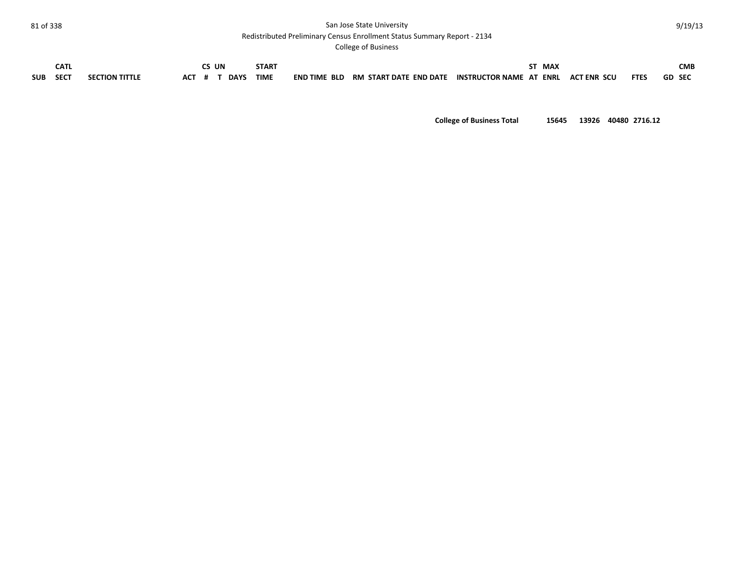| SUB | CATL SECT | SECTION TITTLE | ACT | CS # | UN T | DAYS | START TIME | END TIME | BLD | RM | START DATE | END DATE | INSTRUCTOR NAME | ST AT | MAX ENRL | ACT ENR | SCU | FTES | GD | CMB SEC |
|---|---|---|---|---|---|---|---|---|---|---|---|---|---|---|---|---|---|---|---|---|
| | | | | | | | | | | | | | **College of Business Total** | | **15645** | **13926** | **40480** | **2716.12** | | |